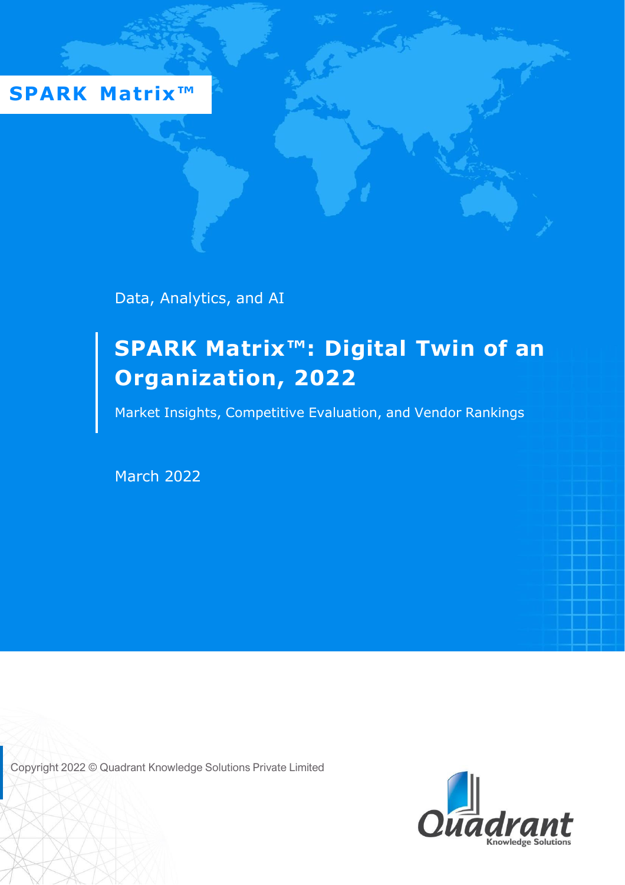SPARK Matrix™

Data, Analytics, and AI

# SPARK Matrix™: Digital Twin of an Organization, 2022

Market Insights, Competitive Evaluation, and Vendor Rankings

March 2022

Copyright 2022 © Quadrant Knowledge Solutions Private Limited

Quadrant Knowledge Solutions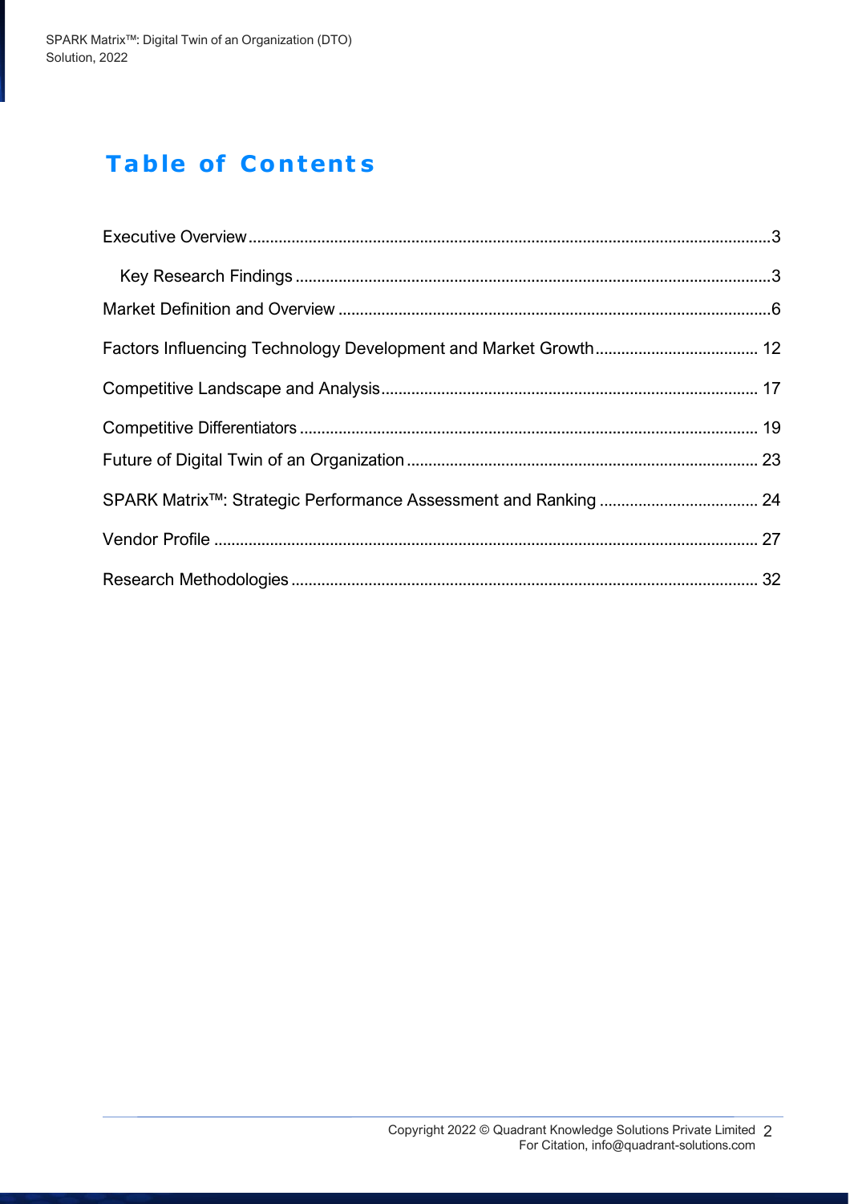# Table of Contents

Executive Overview...........................................................................................................3

Key Research Findings .............................................................................................3

Market Definition and Overview ....................................................................................6

Factors Influencing Technology Development and Market Growth..................................... 12

Competitive Landscape and Analysis...................................................................... 17

Competitive Differentiators ......................................................................................... 19

Future of Digital Twin of an Organization ................................................................ 23

SPARK Matrix™: Strategic Performance Assessment and Ranking .................................... 24

Vendor Profile ............................................................................................................ 27

Research Methodologies ........................................................................................... 32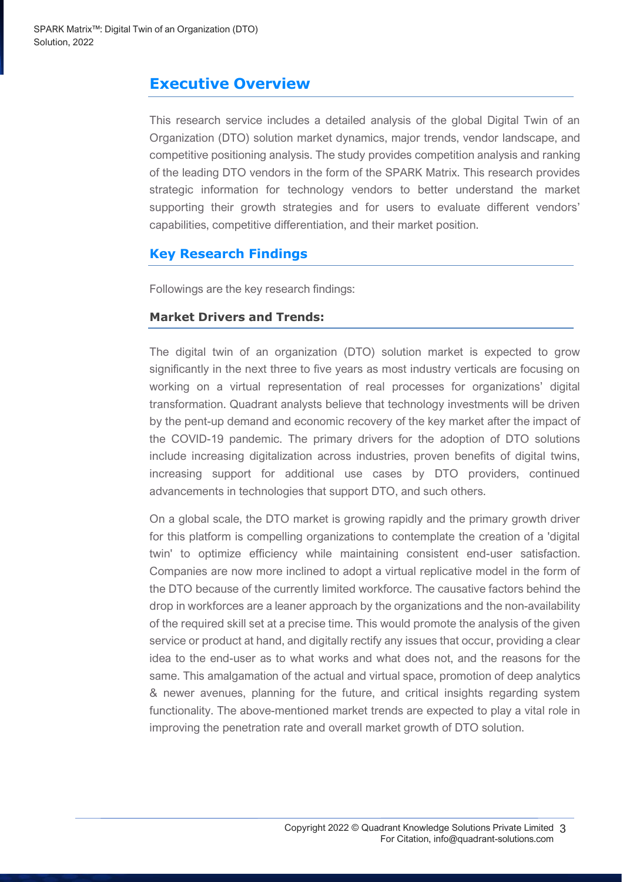## Executive Overview

This research service includes a detailed analysis of the global Digital Twin of an Organization (DTO) solution market dynamics, major trends, vendor landscape, and competitive positioning analysis. The study provides competition analysis and ranking of the leading DTO vendors in the form of the SPARK Matrix. This research provides strategic information for technology vendors to better understand the market supporting their growth strategies and for users to evaluate different vendors' capabilities, competitive differentiation, and their market position.

## Key Research Findings

Followings are the key research findings:

### Market Drivers and Trends:

The digital twin of an organization (DTO) solution market is expected to grow significantly in the next three to five years as most industry verticals are focusing on working on a virtual representation of real processes for organizations' digital transformation. Quadrant analysts believe that technology investments will be driven by the pent-up demand and economic recovery of the key market after the impact of the COVID-19 pandemic. The primary drivers for the adoption of DTO solutions include increasing digitalization across industries, proven benefits of digital twins, increasing support for additional use cases by DTO providers, continued advancements in technologies that support DTO, and such others.

On a global scale, the DTO market is growing rapidly and the primary growth driver for this platform is compelling organizations to contemplate the creation of a 'digital twin' to optimize efficiency while maintaining consistent end-user satisfaction. Companies are now more inclined to adopt a virtual replicative model in the form of the DTO because of the currently limited workforce. The causative factors behind the drop in workforces are a leaner approach by the organizations and the non-availability of the required skill set at a precise time. This would promote the analysis of the given service or product at hand, and digitally rectify any issues that occur, providing a clear idea to the end-user as to what works and what does not, and the reasons for the same. This amalgamation of the actual and virtual space, promotion of deep analytics & newer avenues, planning for the future, and critical insights regarding system functionality. The above-mentioned market trends are expected to play a vital role in improving the penetration rate and overall market growth of DTO solution.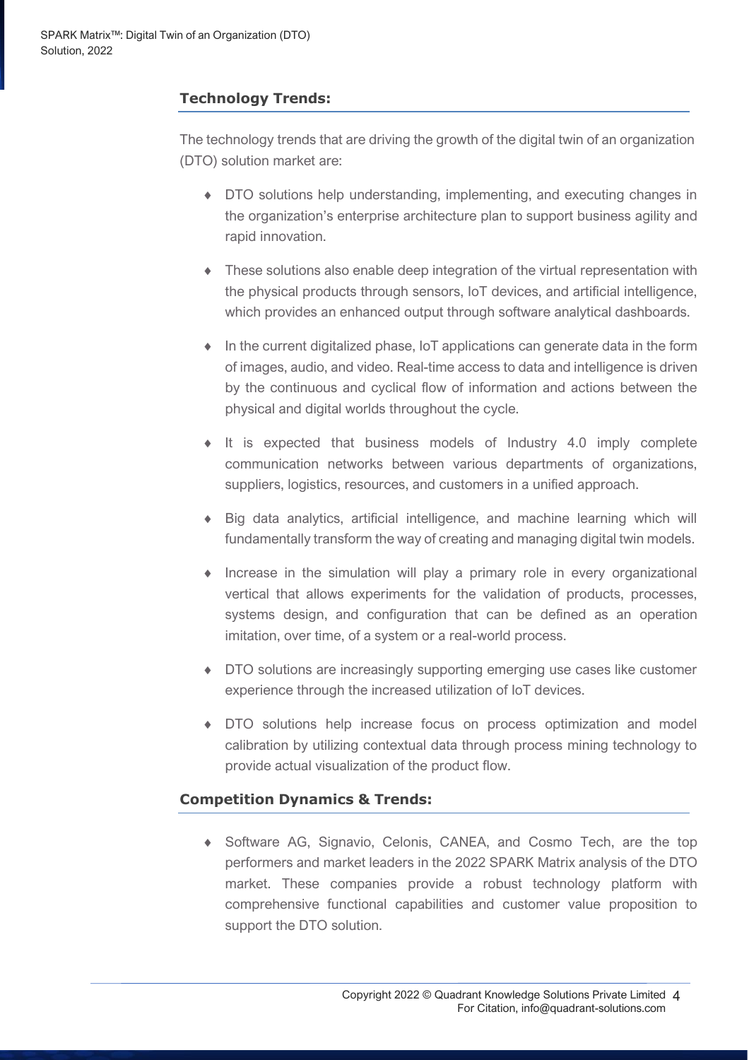## Technology Trends:

The technology trends that are driving the growth of the digital twin of an organization (DTO) solution market are:

- DTO solutions help understanding, implementing, and executing changes in the organization's enterprise architecture plan to support business agility and rapid innovation.
- These solutions also enable deep integration of the virtual representation with the physical products through sensors, IoT devices, and artificial intelligence, which provides an enhanced output through software analytical dashboards.
- In the current digitalized phase, IoT applications can generate data in the form of images, audio, and video. Real-time access to data and intelligence is driven by the continuous and cyclical flow of information and actions between the physical and digital worlds throughout the cycle.
- It is expected that business models of Industry 4.0 imply complete communication networks between various departments of organizations, suppliers, logistics, resources, and customers in a unified approach.
- Big data analytics, artificial intelligence, and machine learning which will fundamentally transform the way of creating and managing digital twin models.
- Increase in the simulation will play a primary role in every organizational vertical that allows experiments for the validation of products, processes, systems design, and configuration that can be defined as an operation imitation, over time, of a system or a real-world process.
- DTO solutions are increasingly supporting emerging use cases like customer experience through the increased utilization of IoT devices.
- DTO solutions help increase focus on process optimization and model calibration by utilizing contextual data through process mining technology to provide actual visualization of the product flow.

## Competition Dynamics & Trends:

- Software AG, Signavio, Celonis, CANEA, and Cosmo Tech, are the top performers and market leaders in the 2022 SPARK Matrix analysis of the DTO market. These companies provide a robust technology platform with comprehensive functional capabilities and customer value proposition to support the DTO solution.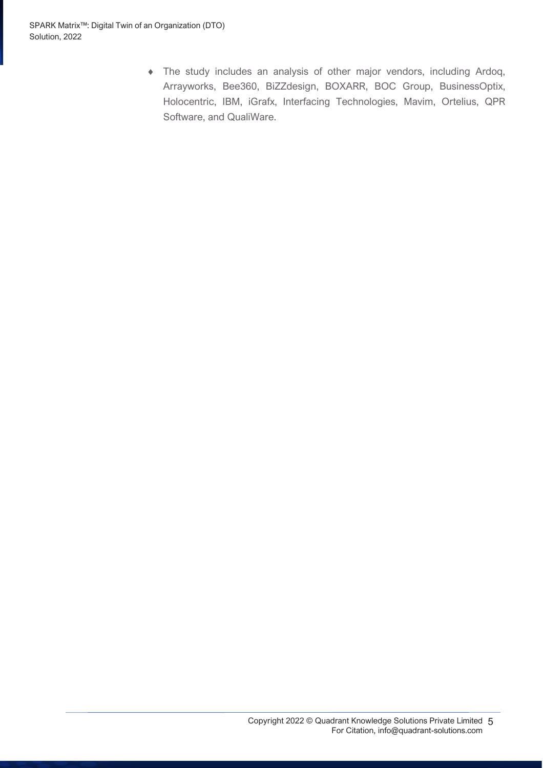- The study includes an analysis of other major vendors, including Ardoq, Arrayworks, Bee360, BiZZdesign, BOXARR, BOC Group, BusinessOptix, Holocentric, IBM, iGrafx, Interfacing Technologies, Mavim, Ortelius, QPR Software, and QualiWare.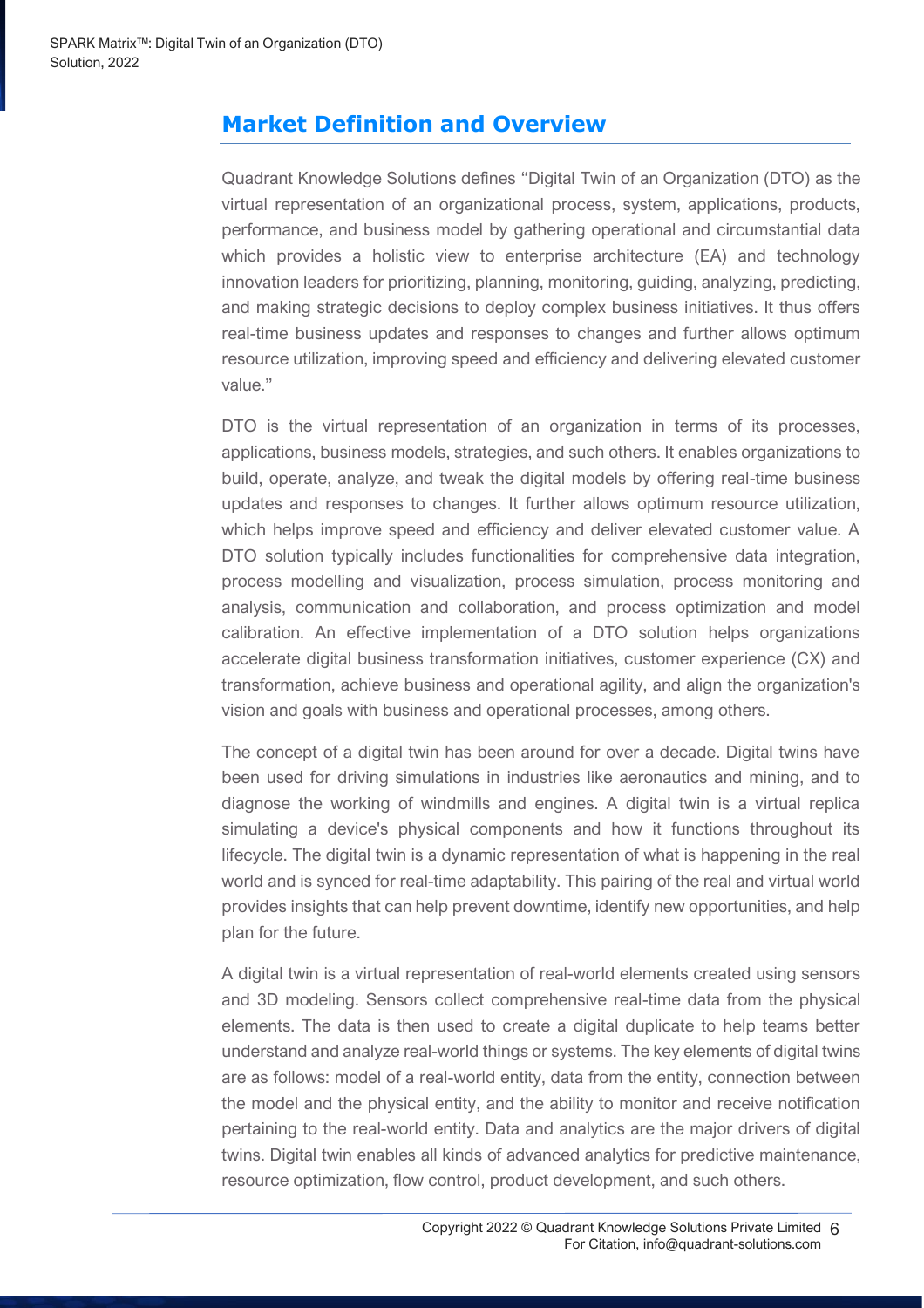## Market Definition and Overview

Quadrant Knowledge Solutions defines "Digital Twin of an Organization (DTO) as the virtual representation of an organizational process, system, applications, products, performance, and business model by gathering operational and circumstantial data which provides a holistic view to enterprise architecture (EA) and technology innovation leaders for prioritizing, planning, monitoring, guiding, analyzing, predicting, and making strategic decisions to deploy complex business initiatives. It thus offers real-time business updates and responses to changes and further allows optimum resource utilization, improving speed and efficiency and delivering elevated customer value."

DTO is the virtual representation of an organization in terms of its processes, applications, business models, strategies, and such others. It enables organizations to build, operate, analyze, and tweak the digital models by offering real-time business updates and responses to changes. It further allows optimum resource utilization, which helps improve speed and efficiency and deliver elevated customer value. A DTO solution typically includes functionalities for comprehensive data integration, process modelling and visualization, process simulation, process monitoring and analysis, communication and collaboration, and process optimization and model calibration. An effective implementation of a DTO solution helps organizations accelerate digital business transformation initiatives, customer experience (CX) and transformation, achieve business and operational agility, and align the organization's vision and goals with business and operational processes, among others.

The concept of a digital twin has been around for over a decade. Digital twins have been used for driving simulations in industries like aeronautics and mining, and to diagnose the working of windmills and engines. A digital twin is a virtual replica simulating a device's physical components and how it functions throughout its lifecycle. The digital twin is a dynamic representation of what is happening in the real world and is synced for real-time adaptability. This pairing of the real and virtual world provides insights that can help prevent downtime, identify new opportunities, and help plan for the future.

A digital twin is a virtual representation of real-world elements created using sensors and 3D modeling. Sensors collect comprehensive real-time data from the physical elements. The data is then used to create a digital duplicate to help teams better understand and analyze real-world things or systems. The key elements of digital twins are as follows: model of a real-world entity, data from the entity, connection between the model and the physical entity, and the ability to monitor and receive notification pertaining to the real-world entity. Data and analytics are the major drivers of digital twins. Digital twin enables all kinds of advanced analytics for predictive maintenance, resource optimization, flow control, product development, and such others.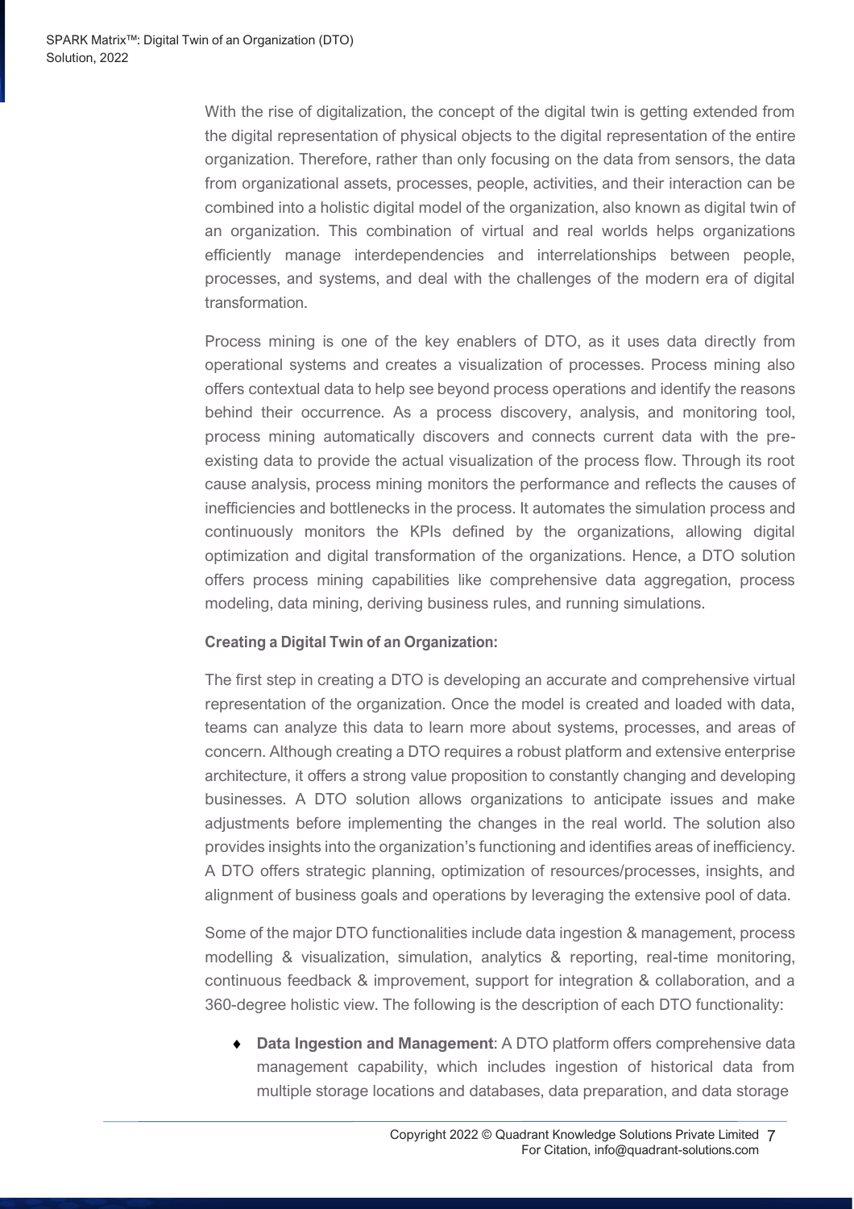With the rise of digitalization, the concept of the digital twin is getting extended from the digital representation of physical objects to the digital representation of the entire organization. Therefore, rather than only focusing on the data from sensors, the data from organizational assets, processes, people, activities, and their interaction can be combined into a holistic digital model of the organization, also known as digital twin of an organization. This combination of virtual and real worlds helps organizations efficiently manage interdependencies and interrelationships between people, processes, and systems, and deal with the challenges of the modern era of digital transformation.

Process mining is one of the key enablers of DTO, as it uses data directly from operational systems and creates a visualization of processes. Process mining also offers contextual data to help see beyond process operations and identify the reasons behind their occurrence. As a process discovery, analysis, and monitoring tool, process mining automatically discovers and connects current data with the pre-existing data to provide the actual visualization of the process flow. Through its root cause analysis, process mining monitors the performance and reflects the causes of inefficiencies and bottlenecks in the process. It automates the simulation process and continuously monitors the KPIs defined by the organizations, allowing digital optimization and digital transformation of the organizations. Hence, a DTO solution offers process mining capabilities like comprehensive data aggregation, process modeling, data mining, deriving business rules, and running simulations.

**Creating a Digital Twin of an Organization:**

The first step in creating a DTO is developing an accurate and comprehensive virtual representation of the organization. Once the model is created and loaded with data, teams can analyze this data to learn more about systems, processes, and areas of concern. Although creating a DTO requires a robust platform and extensive enterprise architecture, it offers a strong value proposition to constantly changing and developing businesses. A DTO solution allows organizations to anticipate issues and make adjustments before implementing the changes in the real world. The solution also provides insights into the organization's functioning and identifies areas of inefficiency. A DTO offers strategic planning, optimization of resources/processes, insights, and alignment of business goals and operations by leveraging the extensive pool of data.

Some of the major DTO functionalities include data ingestion & management, process modelling & visualization, simulation, analytics & reporting, real-time monitoring, continuous feedback & improvement, support for integration & collaboration, and a 360-degree holistic view. The following is the description of each DTO functionality:

- **Data Ingestion and Management**: A DTO platform offers comprehensive data management capability, which includes ingestion of historical data from multiple storage locations and databases, data preparation, and data storage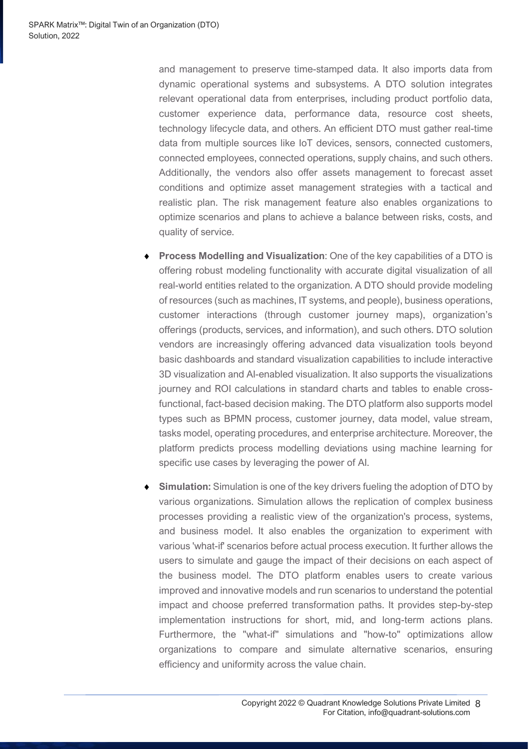and management to preserve time-stamped data. It also imports data from dynamic operational systems and subsystems. A DTO solution integrates relevant operational data from enterprises, including product portfolio data, customer experience data, performance data, resource cost sheets, technology lifecycle data, and others. An efficient DTO must gather real-time data from multiple sources like IoT devices, sensors, connected customers, connected employees, connected operations, supply chains, and such others. Additionally, the vendors also offer assets management to forecast asset conditions and optimize asset management strategies with a tactical and realistic plan. The risk management feature also enables organizations to optimize scenarios and plans to achieve a balance between risks, costs, and quality of service.

- **Process Modelling and Visualization**: One of the key capabilities of a DTO is offering robust modeling functionality with accurate digital visualization of all real-world entities related to the organization. A DTO should provide modeling of resources (such as machines, IT systems, and people), business operations, customer interactions (through customer journey maps), organization's offerings (products, services, and information), and such others. DTO solution vendors are increasingly offering advanced data visualization tools beyond basic dashboards and standard visualization capabilities to include interactive 3D visualization and AI-enabled visualization. It also supports the visualizations journey and ROI calculations in standard charts and tables to enable cross-functional, fact-based decision making. The DTO platform also supports model types such as BPMN process, customer journey, data model, value stream, tasks model, operating procedures, and enterprise architecture. Moreover, the platform predicts process modelling deviations using machine learning for specific use cases by leveraging the power of AI.

- **Simulation:** Simulation is one of the key drivers fueling the adoption of DTO by various organizations. Simulation allows the replication of complex business processes providing a realistic view of the organization's process, systems, and business model. It also enables the organization to experiment with various 'what-if' scenarios before actual process execution. It further allows the users to simulate and gauge the impact of their decisions on each aspect of the business model. The DTO platform enables users to create various improved and innovative models and run scenarios to understand the potential impact and choose preferred transformation paths. It provides step-by-step implementation instructions for short, mid, and long-term actions plans. Furthermore, the "what-if" simulations and "how-to" optimizations allow organizations to compare and simulate alternative scenarios, ensuring efficiency and uniformity across the value chain.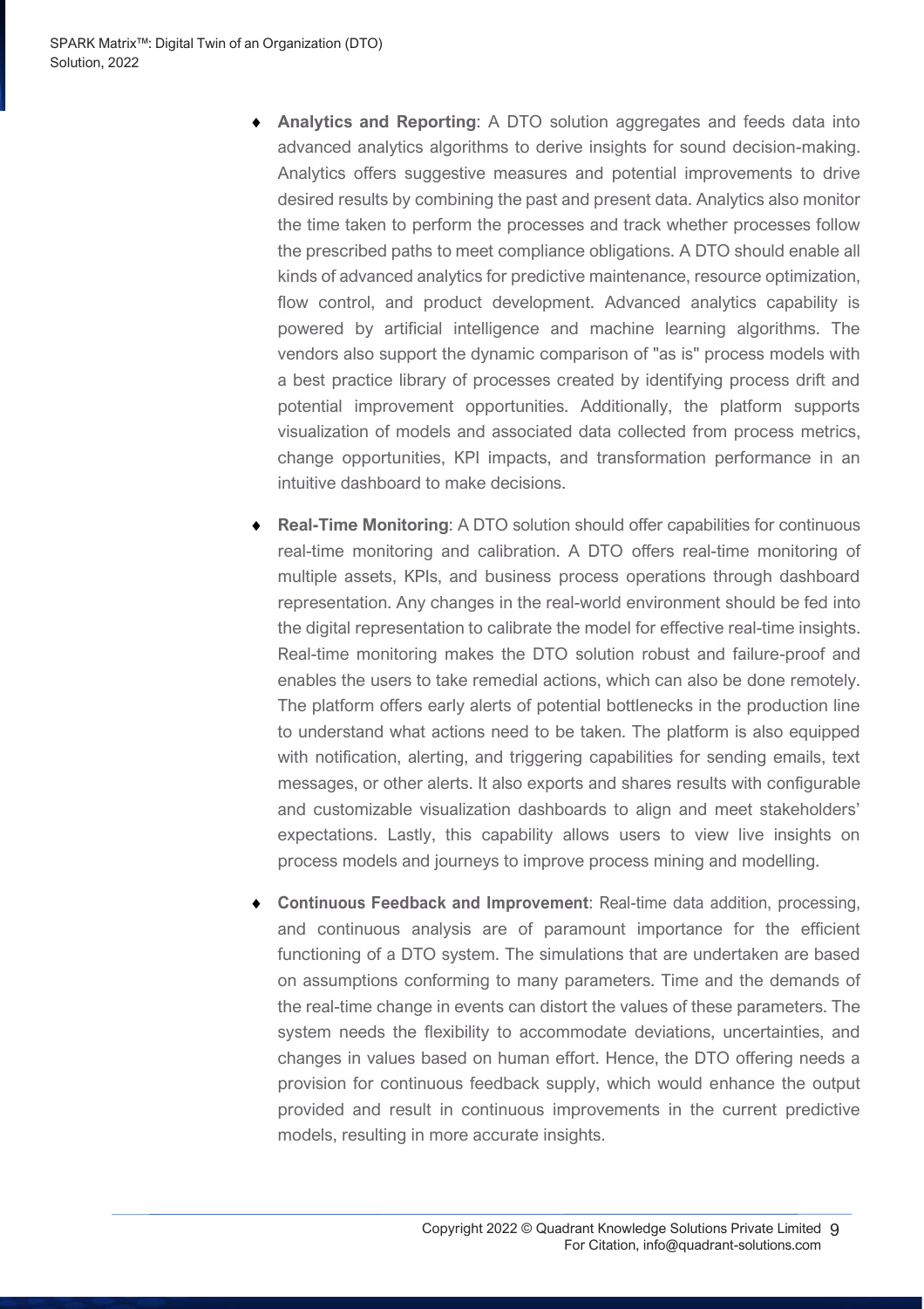- **Analytics and Reporting**: A DTO solution aggregates and feeds data into advanced analytics algorithms to derive insights for sound decision-making. Analytics offers suggestive measures and potential improvements to drive desired results by combining the past and present data. Analytics also monitor the time taken to perform the processes and track whether processes follow the prescribed paths to meet compliance obligations. A DTO should enable all kinds of advanced analytics for predictive maintenance, resource optimization, flow control, and product development. Advanced analytics capability is powered by artificial intelligence and machine learning algorithms. The vendors also support the dynamic comparison of "as is" process models with a best practice library of processes created by identifying process drift and potential improvement opportunities. Additionally, the platform supports visualization of models and associated data collected from process metrics, change opportunities, KPI impacts, and transformation performance in an intuitive dashboard to make decisions.

- **Real-Time Monitoring**: A DTO solution should offer capabilities for continuous real-time monitoring and calibration. A DTO offers real-time monitoring of multiple assets, KPIs, and business process operations through dashboard representation. Any changes in the real-world environment should be fed into the digital representation to calibrate the model for effective real-time insights. Real-time monitoring makes the DTO solution robust and failure-proof and enables the users to take remedial actions, which can also be done remotely. The platform offers early alerts of potential bottlenecks in the production line to understand what actions need to be taken. The platform is also equipped with notification, alerting, and triggering capabilities for sending emails, text messages, or other alerts. It also exports and shares results with configurable and customizable visualization dashboards to align and meet stakeholders' expectations. Lastly, this capability allows users to view live insights on process models and journeys to improve process mining and modelling.

- **Continuous Feedback and Improvement**: Real-time data addition, processing, and continuous analysis are of paramount importance for the efficient functioning of a DTO system. The simulations that are undertaken are based on assumptions conforming to many parameters. Time and the demands of the real-time change in events can distort the values of these parameters. The system needs the flexibility to accommodate deviations, uncertainties, and changes in values based on human effort. Hence, the DTO offering needs a provision for continuous feedback supply, which would enhance the output provided and result in continuous improvements in the current predictive models, resulting in more accurate insights.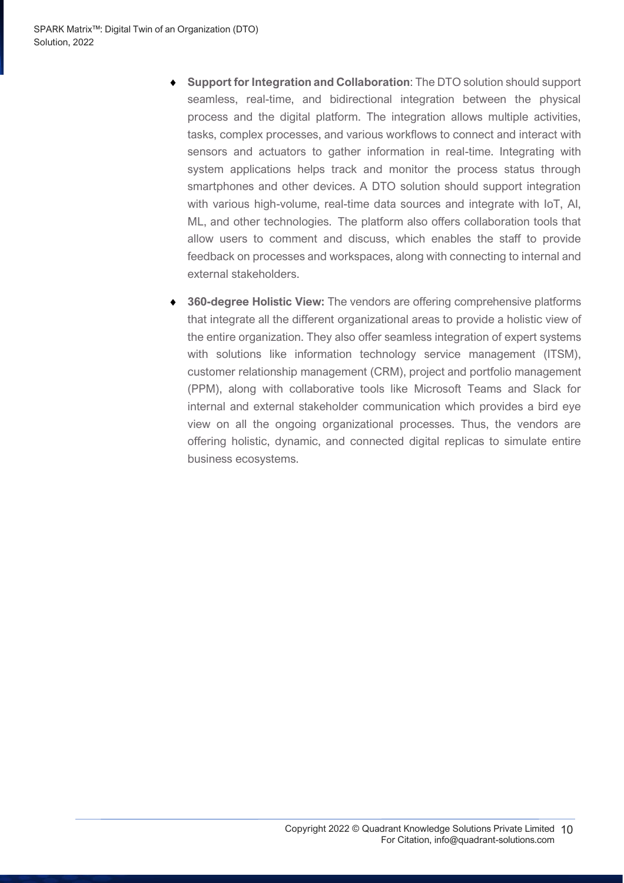- **Support for Integration and Collaboration**: The DTO solution should support seamless, real-time, and bidirectional integration between the physical process and the digital platform. The integration allows multiple activities, tasks, complex processes, and various workflows to connect and interact with sensors and actuators to gather information in real-time. Integrating with system applications helps track and monitor the process status through smartphones and other devices. A DTO solution should support integration with various high-volume, real-time data sources and integrate with IoT, AI, ML, and other technologies. The platform also offers collaboration tools that allow users to comment and discuss, which enables the staff to provide feedback on processes and workspaces, along with connecting to internal and external stakeholders.

- **360-degree Holistic View:** The vendors are offering comprehensive platforms that integrate all the different organizational areas to provide a holistic view of the entire organization. They also offer seamless integration of expert systems with solutions like information technology service management (ITSM), customer relationship management (CRM), project and portfolio management (PPM), along with collaborative tools like Microsoft Teams and Slack for internal and external stakeholder communication which provides a bird eye view on all the ongoing organizational processes. Thus, the vendors are offering holistic, dynamic, and connected digital replicas to simulate entire business ecosystems.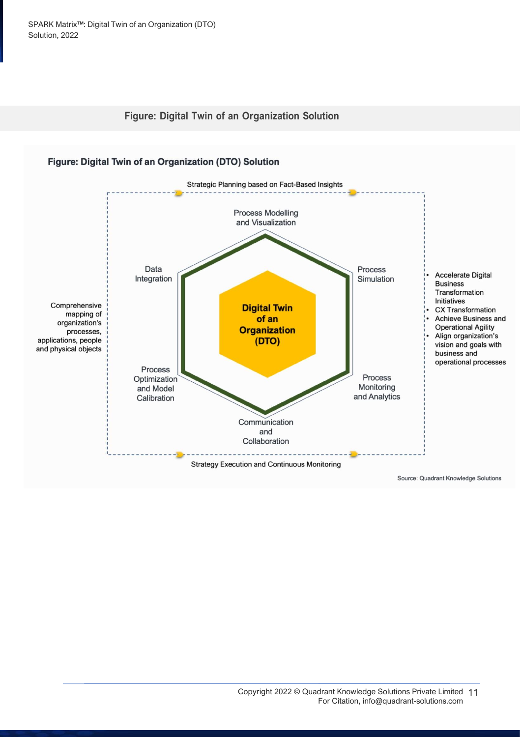**Figure: Digital Twin of an Organization Solution**

**Figure: Digital Twin of an Organization (DTO) Solution**

Strategic Planning based on Fact-Based Insights

Process Modelling and Visualization

Data Integration

Process Simulation

**Digital Twin of an Organization (DTO)**

Process Optimization and Model Calibration

Process Monitoring and Analytics

Communication and Collaboration

Strategy Execution and Continuous Monitoring

Comprehensive mapping of organization's processes, applications, people and physical objects

- Accelerate Digital Business Transformation Initiatives
- CX Transformation
- Achieve Business and Operational Agility
- Align organization's vision and goals with business and operational processes

Source: Quadrant Knowledge Solutions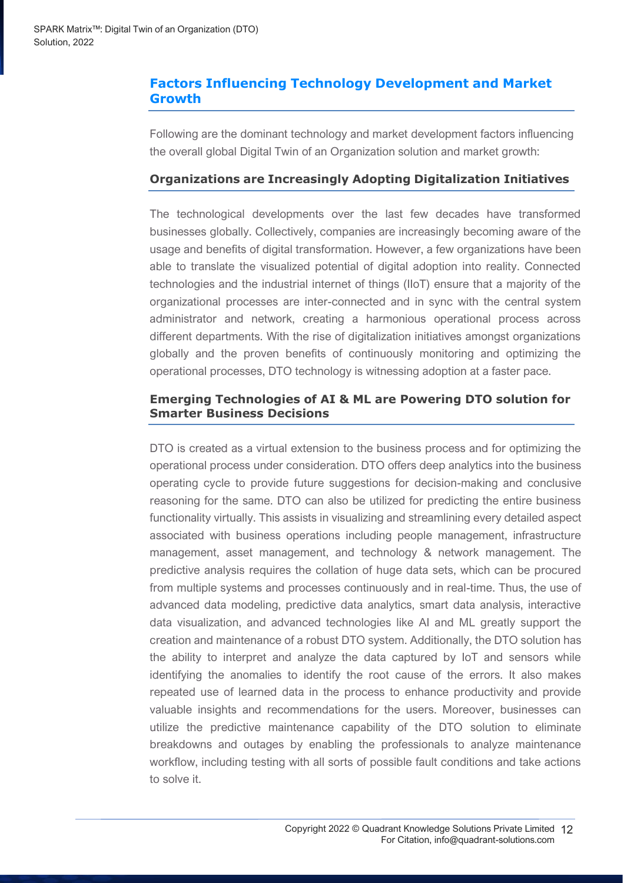## Factors Influencing Technology Development and Market Growth

Following are the dominant technology and market development factors influencing the overall global Digital Twin of an Organization solution and market growth:

### Organizations are Increasingly Adopting Digitalization Initiatives

The technological developments over the last few decades have transformed businesses globally. Collectively, companies are increasingly becoming aware of the usage and benefits of digital transformation. However, a few organizations have been able to translate the visualized potential of digital adoption into reality. Connected technologies and the industrial internet of things (IIoT) ensure that a majority of the organizational processes are inter-connected and in sync with the central system administrator and network, creating a harmonious operational process across different departments. With the rise of digitalization initiatives amongst organizations globally and the proven benefits of continuously monitoring and optimizing the operational processes, DTO technology is witnessing adoption at a faster pace.

### Emerging Technologies of AI & ML are Powering DTO solution for Smarter Business Decisions

DTO is created as a virtual extension to the business process and for optimizing the operational process under consideration. DTO offers deep analytics into the business operating cycle to provide future suggestions for decision-making and conclusive reasoning for the same. DTO can also be utilized for predicting the entire business functionality virtually. This assists in visualizing and streamlining every detailed aspect associated with business operations including people management, infrastructure management, asset management, and technology & network management. The predictive analysis requires the collation of huge data sets, which can be procured from multiple systems and processes continuously and in real-time. Thus, the use of advanced data modeling, predictive data analytics, smart data analysis, interactive data visualization, and advanced technologies like AI and ML greatly support the creation and maintenance of a robust DTO system. Additionally, the DTO solution has the ability to interpret and analyze the data captured by IoT and sensors while identifying the anomalies to identify the root cause of the errors. It also makes repeated use of learned data in the process to enhance productivity and provide valuable insights and recommendations for the users. Moreover, businesses can utilize the predictive maintenance capability of the DTO solution to eliminate breakdowns and outages by enabling the professionals to analyze maintenance workflow, including testing with all sorts of possible fault conditions and take actions to solve it.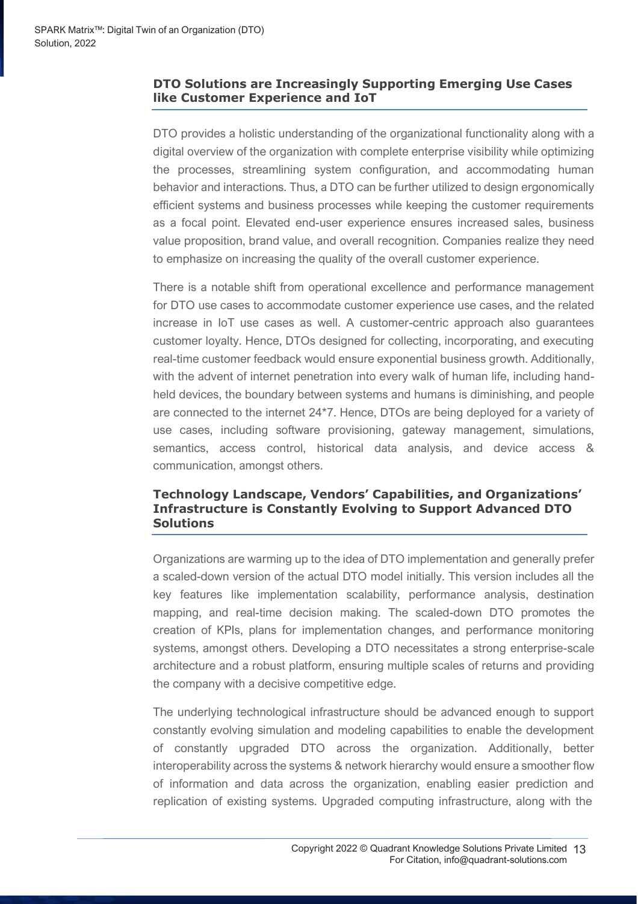## DTO Solutions are Increasingly Supporting Emerging Use Cases like Customer Experience and IoT

DTO provides a holistic understanding of the organizational functionality along with a digital overview of the organization with complete enterprise visibility while optimizing the processes, streamlining system configuration, and accommodating human behavior and interactions. Thus, a DTO can be further utilized to design ergonomically efficient systems and business processes while keeping the customer requirements as a focal point. Elevated end-user experience ensures increased sales, business value proposition, brand value, and overall recognition. Companies realize they need to emphasize on increasing the quality of the overall customer experience.

There is a notable shift from operational excellence and performance management for DTO use cases to accommodate customer experience use cases, and the related increase in IoT use cases as well. A customer-centric approach also guarantees customer loyalty. Hence, DTOs designed for collecting, incorporating, and executing real-time customer feedback would ensure exponential business growth. Additionally, with the advent of internet penetration into every walk of human life, including hand-held devices, the boundary between systems and humans is diminishing, and people are connected to the internet 24*7. Hence, DTOs are being deployed for a variety of use cases, including software provisioning, gateway management, simulations, semantics, access control, historical data analysis, and device access & communication, amongst others.

## Technology Landscape, Vendors' Capabilities, and Organizations' Infrastructure is Constantly Evolving to Support Advanced DTO Solutions

Organizations are warming up to the idea of DTO implementation and generally prefer a scaled-down version of the actual DTO model initially. This version includes all the key features like implementation scalability, performance analysis, destination mapping, and real-time decision making. The scaled-down DTO promotes the creation of KPIs, plans for implementation changes, and performance monitoring systems, amongst others. Developing a DTO necessitates a strong enterprise-scale architecture and a robust platform, ensuring multiple scales of returns and providing the company with a decisive competitive edge.

The underlying technological infrastructure should be advanced enough to support constantly evolving simulation and modeling capabilities to enable the development of constantly upgraded DTO across the organization. Additionally, better interoperability across the systems & network hierarchy would ensure a smoother flow of information and data across the organization, enabling easier prediction and replication of existing systems. Upgraded computing infrastructure, along with the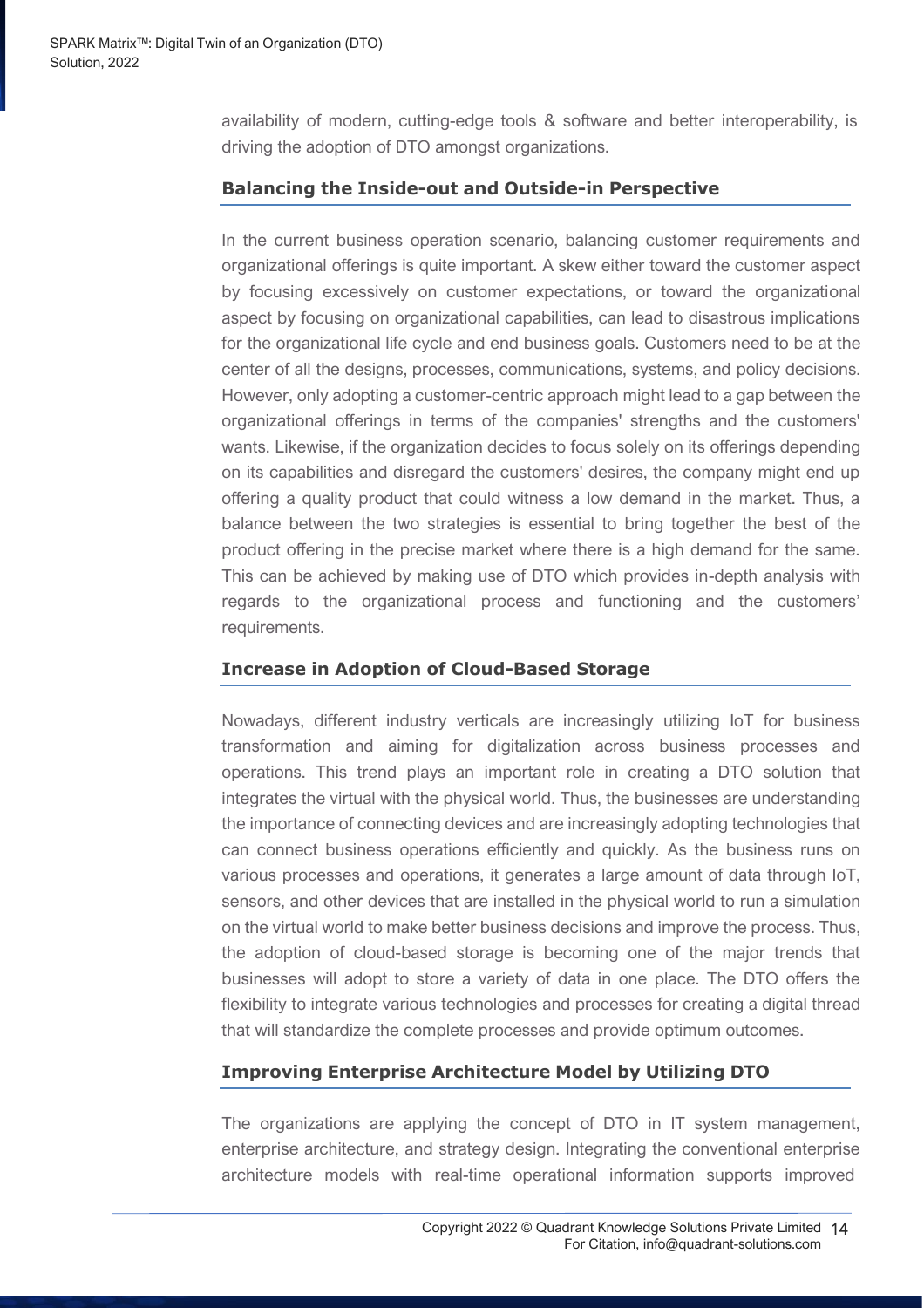availability of modern, cutting-edge tools & software and better interoperability, is driving the adoption of DTO amongst organizations.

### Balancing the Inside-out and Outside-in Perspective

In the current business operation scenario, balancing customer requirements and organizational offerings is quite important. A skew either toward the customer aspect by focusing excessively on customer expectations, or toward the organizational aspect by focusing on organizational capabilities, can lead to disastrous implications for the organizational life cycle and end business goals. Customers need to be at the center of all the designs, processes, communications, systems, and policy decisions. However, only adopting a customer-centric approach might lead to a gap between the organizational offerings in terms of the companies' strengths and the customers' wants. Likewise, if the organization decides to focus solely on its offerings depending on its capabilities and disregard the customers' desires, the company might end up offering a quality product that could witness a low demand in the market. Thus, a balance between the two strategies is essential to bring together the best of the product offering in the precise market where there is a high demand for the same. This can be achieved by making use of DTO which provides in-depth analysis with regards to the organizational process and functioning and the customers' requirements.

### Increase in Adoption of Cloud-Based Storage

Nowadays, different industry verticals are increasingly utilizing IoT for business transformation and aiming for digitalization across business processes and operations. This trend plays an important role in creating a DTO solution that integrates the virtual with the physical world. Thus, the businesses are understanding the importance of connecting devices and are increasingly adopting technologies that can connect business operations efficiently and quickly. As the business runs on various processes and operations, it generates a large amount of data through IoT, sensors, and other devices that are installed in the physical world to run a simulation on the virtual world to make better business decisions and improve the process. Thus, the adoption of cloud-based storage is becoming one of the major trends that businesses will adopt to store a variety of data in one place. The DTO offers the flexibility to integrate various technologies and processes for creating a digital thread that will standardize the complete processes and provide optimum outcomes.

### Improving Enterprise Architecture Model by Utilizing DTO

The organizations are applying the concept of DTO in IT system management, enterprise architecture, and strategy design. Integrating the conventional enterprise architecture models with real-time operational information supports improved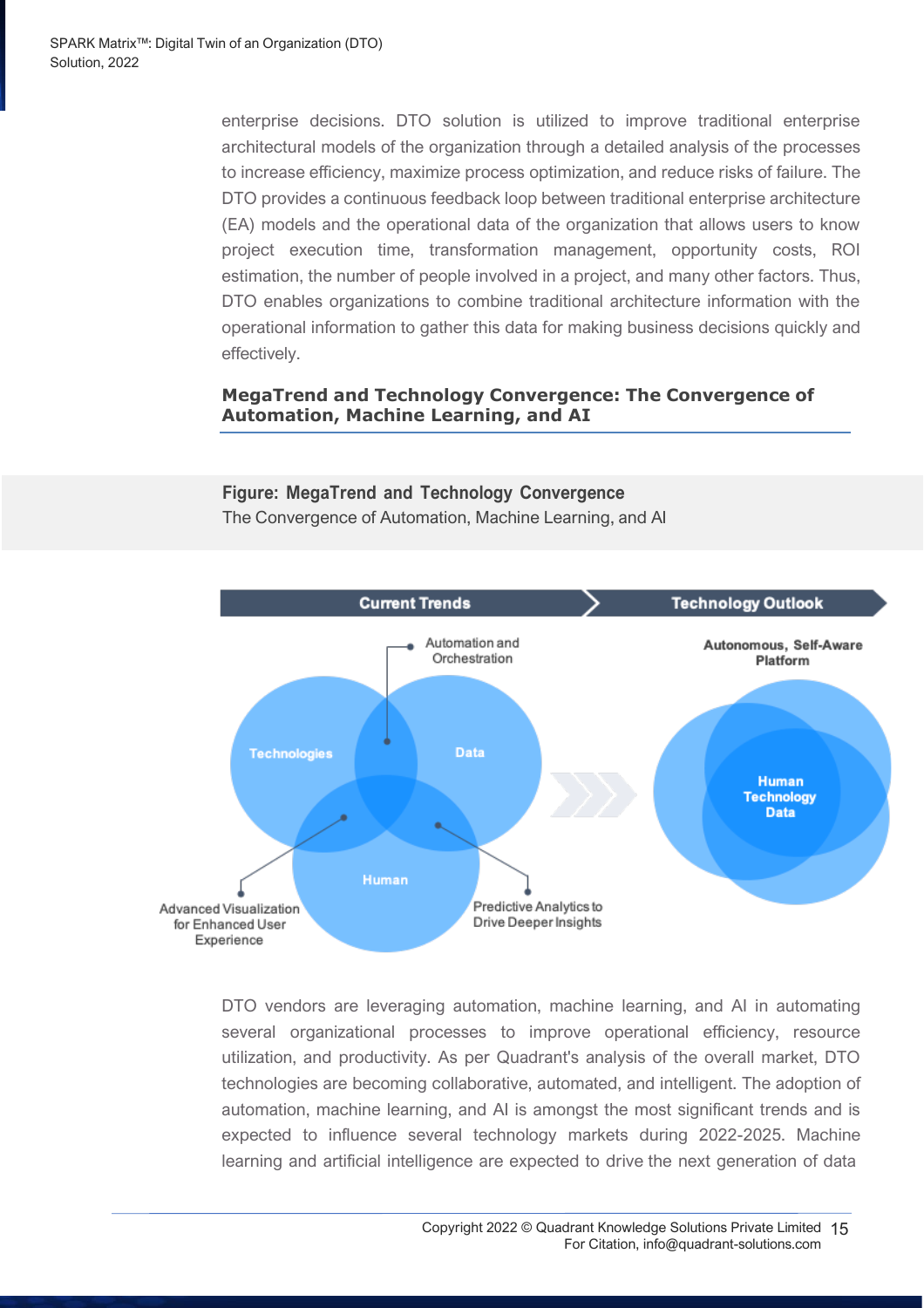enterprise decisions. DTO solution is utilized to improve traditional enterprise architectural models of the organization through a detailed analysis of the processes to increase efficiency, maximize process optimization, and reduce risks of failure. The DTO provides a continuous feedback loop between traditional enterprise architecture (EA) models and the operational data of the organization that allows users to know project execution time, transformation management, opportunity costs, ROI estimation, the number of people involved in a project, and many other factors. Thus, DTO enables organizations to combine traditional architecture information with the operational information to gather this data for making business decisions quickly and effectively.

### MegaTrend and Technology Convergence: The Convergence of Automation, Machine Learning, and AI

**Figure: MegaTrend and Technology Convergence**
The Convergence of Automation, Machine Learning, and AI

Current Trends: Technologies, Data, Human — Automation and Orchestration; Advanced Visualization for Enhanced User Experience; Predictive Analytics to Drive Deeper Insights

Technology Outlook: Autonomous, Self-Aware Platform — Human, Technology, Data

DTO vendors are leveraging automation, machine learning, and AI in automating several organizational processes to improve operational efficiency, resource utilization, and productivity. As per Quadrant's analysis of the overall market, DTO technologies are becoming collaborative, automated, and intelligent. The adoption of automation, machine learning, and AI is amongst the most significant trends and is expected to influence several technology markets during 2022-2025. Machine learning and artificial intelligence are expected to drive the next generation of data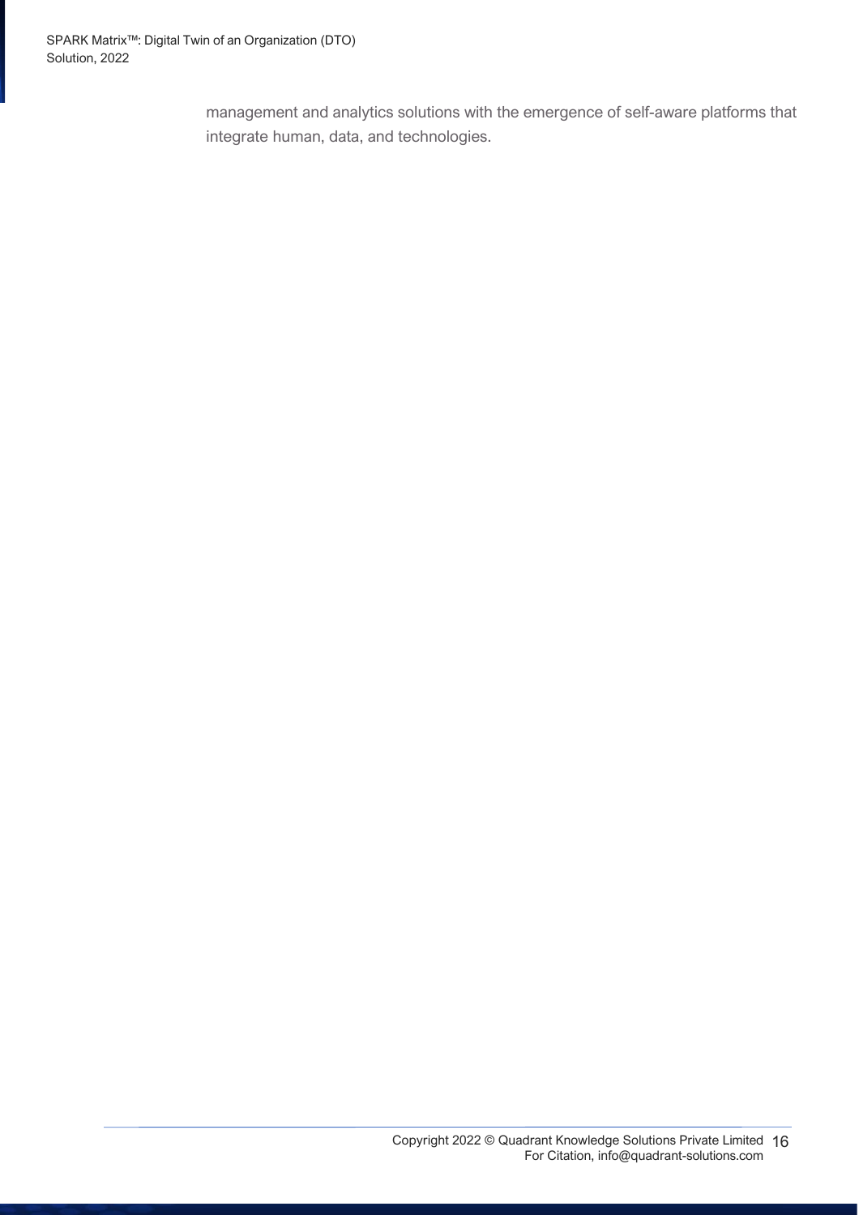management and analytics solutions with the emergence of self-aware platforms that integrate human, data, and technologies.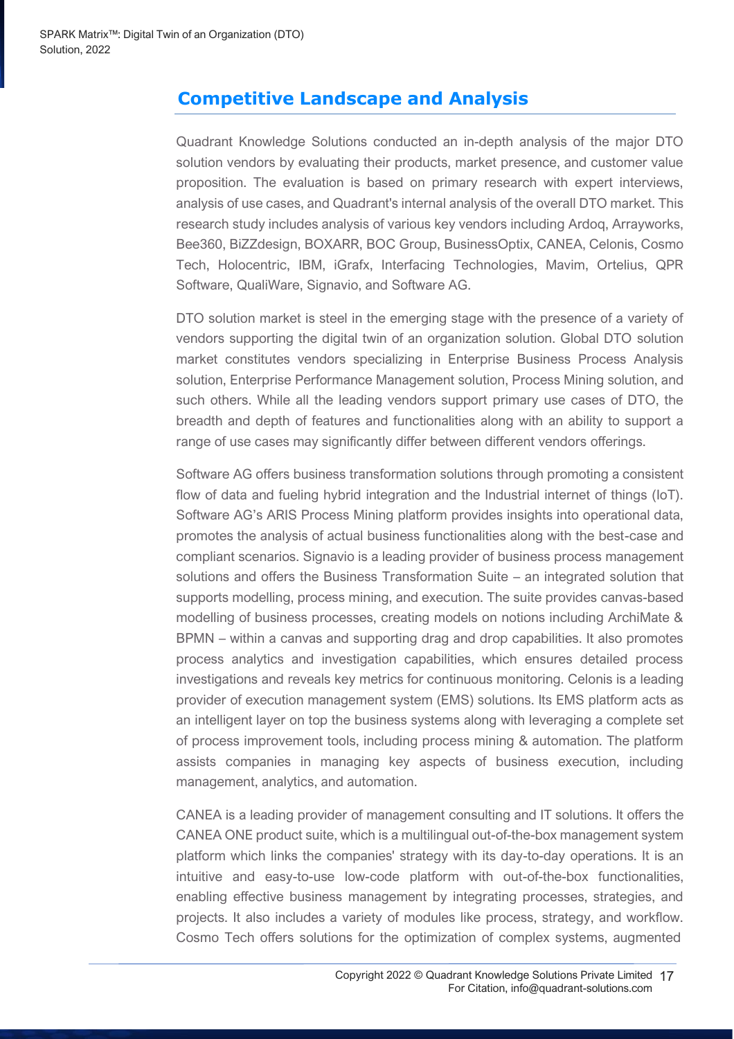## Competitive Landscape and Analysis

Quadrant Knowledge Solutions conducted an in-depth analysis of the major DTO solution vendors by evaluating their products, market presence, and customer value proposition. The evaluation is based on primary research with expert interviews, analysis of use cases, and Quadrant's internal analysis of the overall DTO market. This research study includes analysis of various key vendors including Ardoq, Arrayworks, Bee360, BiZZdesign, BOXARR, BOC Group, BusinessOptix, CANEA, Celonis, Cosmo Tech, Holocentric, IBM, iGrafx, Interfacing Technologies, Mavim, Ortelius, QPR Software, QualiWare, Signavio, and Software AG.

DTO solution market is steel in the emerging stage with the presence of a variety of vendors supporting the digital twin of an organization solution. Global DTO solution market constitutes vendors specializing in Enterprise Business Process Analysis solution, Enterprise Performance Management solution, Process Mining solution, and such others. While all the leading vendors support primary use cases of DTO, the breadth and depth of features and functionalities along with an ability to support a range of use cases may significantly differ between different vendors offerings.

Software AG offers business transformation solutions through promoting a consistent flow of data and fueling hybrid integration and the Industrial internet of things (IoT). Software AG's ARIS Process Mining platform provides insights into operational data, promotes the analysis of actual business functionalities along with the best-case and compliant scenarios. Signavio is a leading provider of business process management solutions and offers the Business Transformation Suite – an integrated solution that supports modelling, process mining, and execution. The suite provides canvas-based modelling of business processes, creating models on notions including ArchiMate & BPMN – within a canvas and supporting drag and drop capabilities. It also promotes process analytics and investigation capabilities, which ensures detailed process investigations and reveals key metrics for continuous monitoring. Celonis is a leading provider of execution management system (EMS) solutions. Its EMS platform acts as an intelligent layer on top the business systems along with leveraging a complete set of process improvement tools, including process mining & automation. The platform assists companies in managing key aspects of business execution, including management, analytics, and automation.

CANEA is a leading provider of management consulting and IT solutions. It offers the CANEA ONE product suite, which is a multilingual out-of-the-box management system platform which links the companies' strategy with its day-to-day operations. It is an intuitive and easy-to-use low-code platform with out-of-the-box functionalities, enabling effective business management by integrating processes, strategies, and projects. It also includes a variety of modules like process, strategy, and workflow. Cosmo Tech offers solutions for the optimization of complex systems, augmented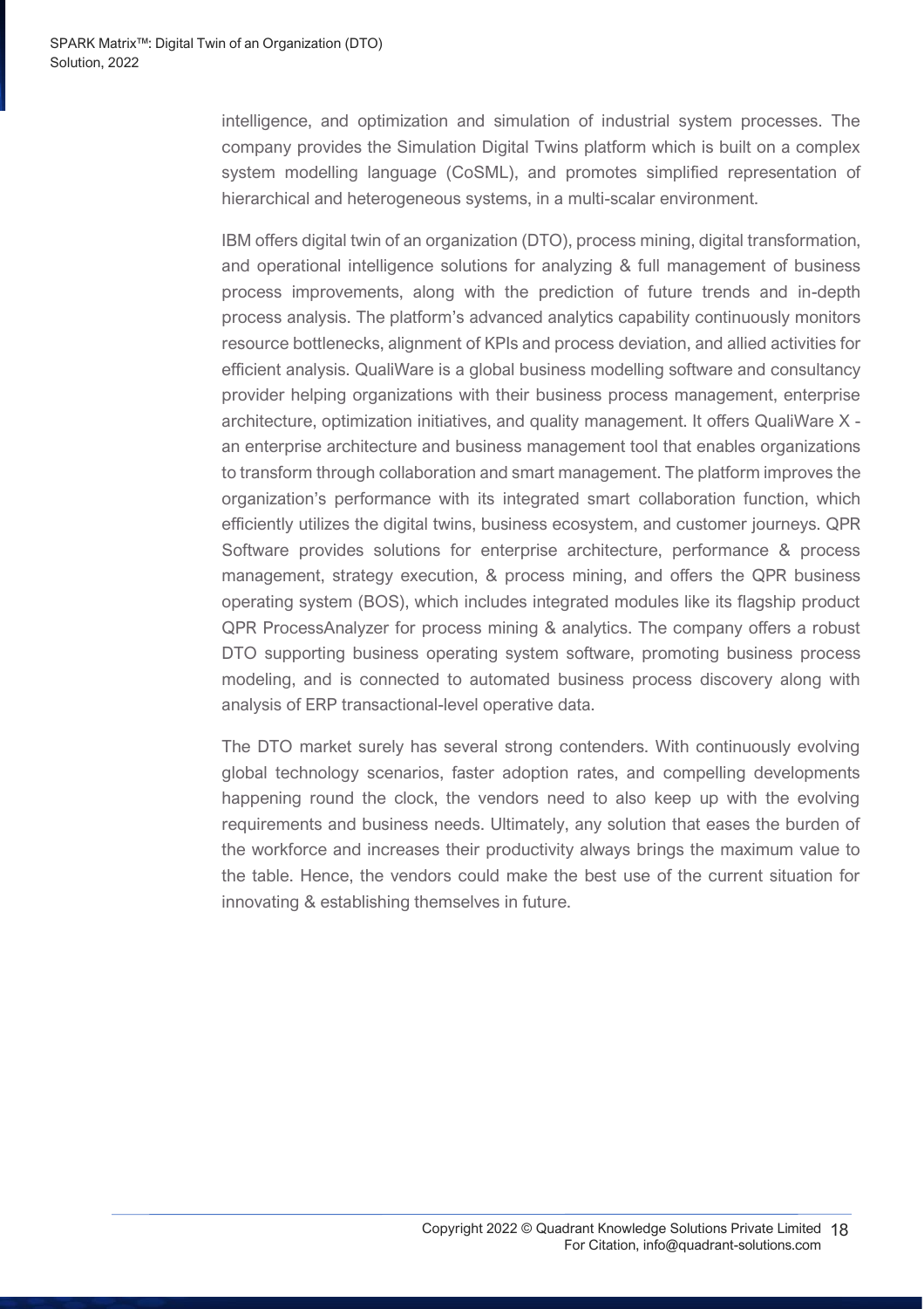intelligence, and optimization and simulation of industrial system processes. The company provides the Simulation Digital Twins platform which is built on a complex system modelling language (CoSML), and promotes simplified representation of hierarchical and heterogeneous systems, in a multi-scalar environment.

IBM offers digital twin of an organization (DTO), process mining, digital transformation, and operational intelligence solutions for analyzing & full management of business process improvements, along with the prediction of future trends and in-depth process analysis. The platform's advanced analytics capability continuously monitors resource bottlenecks, alignment of KPIs and process deviation, and allied activities for efficient analysis. QualiWare is a global business modelling software and consultancy provider helping organizations with their business process management, enterprise architecture, optimization initiatives, and quality management. It offers QualiWare X - an enterprise architecture and business management tool that enables organizations to transform through collaboration and smart management. The platform improves the organization's performance with its integrated smart collaboration function, which efficiently utilizes the digital twins, business ecosystem, and customer journeys. QPR Software provides solutions for enterprise architecture, performance & process management, strategy execution, & process mining, and offers the QPR business operating system (BOS), which includes integrated modules like its flagship product QPR ProcessAnalyzer for process mining & analytics. The company offers a robust DTO supporting business operating system software, promoting business process modeling, and is connected to automated business process discovery along with analysis of ERP transactional-level operative data.

The DTO market surely has several strong contenders. With continuously evolving global technology scenarios, faster adoption rates, and compelling developments happening round the clock, the vendors need to also keep up with the evolving requirements and business needs. Ultimately, any solution that eases the burden of the workforce and increases their productivity always brings the maximum value to the table. Hence, the vendors could make the best use of the current situation for innovating & establishing themselves in future.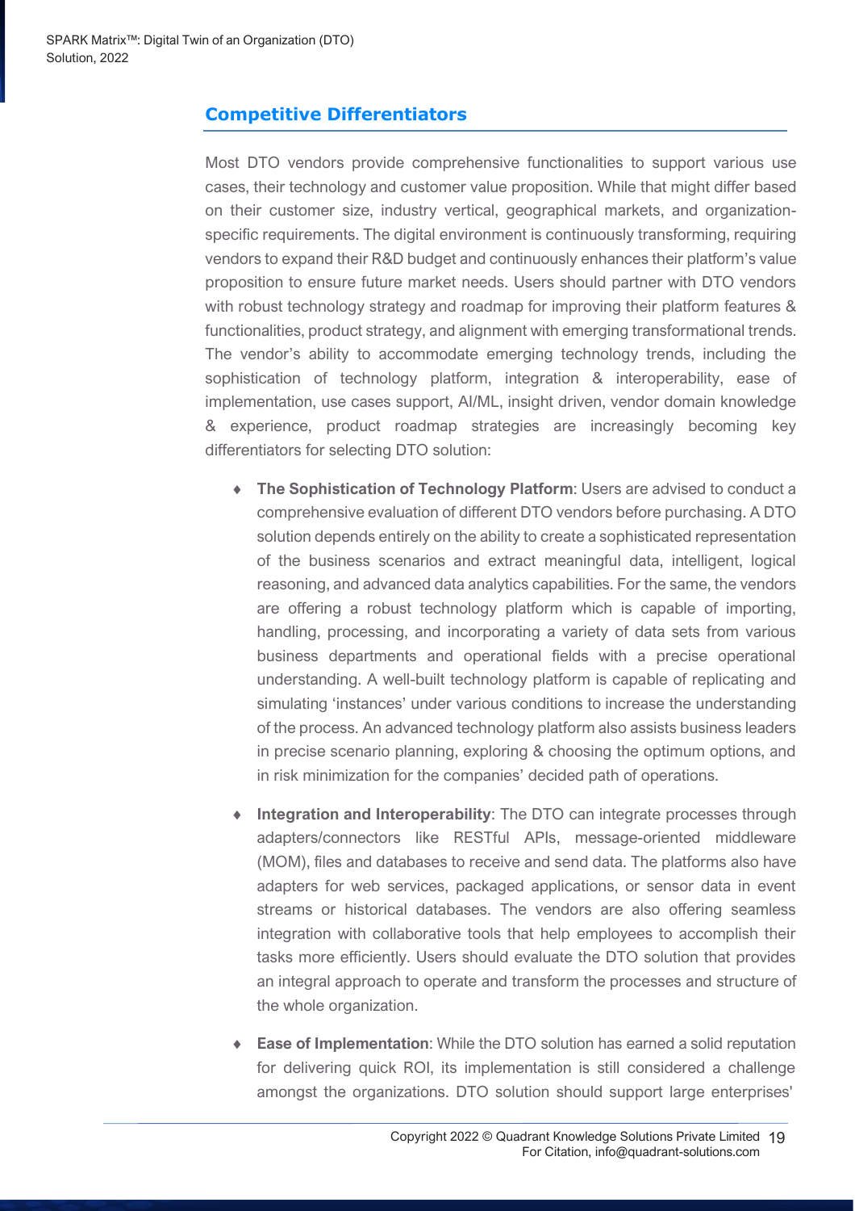## Competitive Differentiators

Most DTO vendors provide comprehensive functionalities to support various use cases, their technology and customer value proposition. While that might differ based on their customer size, industry vertical, geographical markets, and organization-specific requirements. The digital environment is continuously transforming, requiring vendors to expand their R&D budget and continuously enhances their platform's value proposition to ensure future market needs. Users should partner with DTO vendors with robust technology strategy and roadmap for improving their platform features & functionalities, product strategy, and alignment with emerging transformational trends. The vendor's ability to accommodate emerging technology trends, including the sophistication of technology platform, integration & interoperability, ease of implementation, use cases support, AI/ML, insight driven, vendor domain knowledge & experience, product roadmap strategies are increasingly becoming key differentiators for selecting DTO solution:

- **The Sophistication of Technology Platform**: Users are advised to conduct a comprehensive evaluation of different DTO vendors before purchasing. A DTO solution depends entirely on the ability to create a sophisticated representation of the business scenarios and extract meaningful data, intelligent, logical reasoning, and advanced data analytics capabilities. For the same, the vendors are offering a robust technology platform which is capable of importing, handling, processing, and incorporating a variety of data sets from various business departments and operational fields with a precise operational understanding. A well-built technology platform is capable of replicating and simulating 'instances' under various conditions to increase the understanding of the process. An advanced technology platform also assists business leaders in precise scenario planning, exploring & choosing the optimum options, and in risk minimization for the companies' decided path of operations.
- **Integration and Interoperability**: The DTO can integrate processes through adapters/connectors like RESTful APIs, message-oriented middleware (MOM), files and databases to receive and send data. The platforms also have adapters for web services, packaged applications, or sensor data in event streams or historical databases. The vendors are also offering seamless integration with collaborative tools that help employees to accomplish their tasks more efficiently. Users should evaluate the DTO solution that provides an integral approach to operate and transform the processes and structure of the whole organization.
- **Ease of Implementation**: While the DTO solution has earned a solid reputation for delivering quick ROI, its implementation is still considered a challenge amongst the organizations. DTO solution should support large enterprises'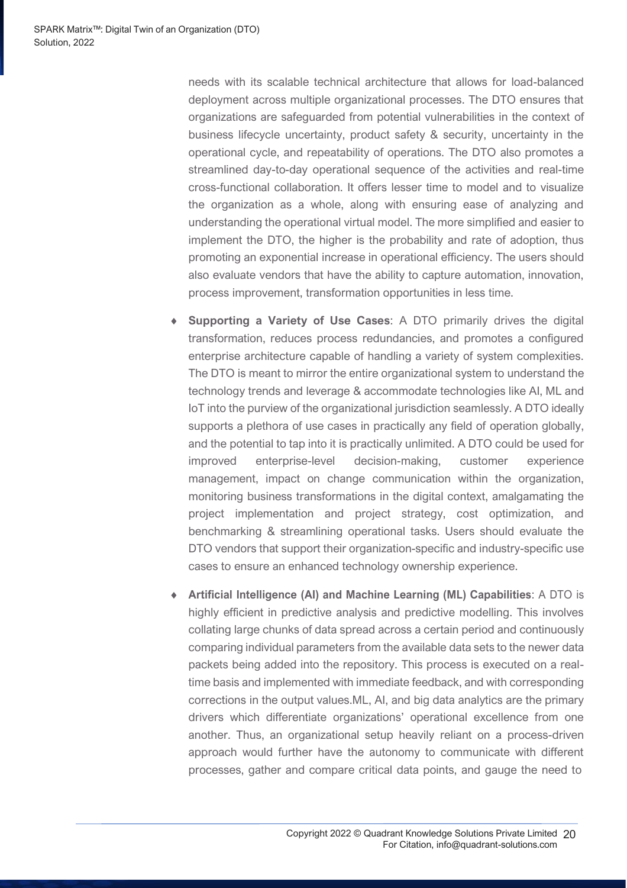needs with its scalable technical architecture that allows for load-balanced deployment across multiple organizational processes. The DTO ensures that organizations are safeguarded from potential vulnerabilities in the context of business lifecycle uncertainty, product safety & security, uncertainty in the operational cycle, and repeatability of operations. The DTO also promotes a streamlined day-to-day operational sequence of the activities and real-time cross-functional collaboration. It offers lesser time to model and to visualize the organization as a whole, along with ensuring ease of analyzing and understanding the operational virtual model. The more simplified and easier to implement the DTO, the higher is the probability and rate of adoption, thus promoting an exponential increase in operational efficiency. The users should also evaluate vendors that have the ability to capture automation, innovation, process improvement, transformation opportunities in less time.

- **Supporting a Variety of Use Cases**: A DTO primarily drives the digital transformation, reduces process redundancies, and promotes a configured enterprise architecture capable of handling a variety of system complexities. The DTO is meant to mirror the entire organizational system to understand the technology trends and leverage & accommodate technologies like AI, ML and IoT into the purview of the organizational jurisdiction seamlessly. A DTO ideally supports a plethora of use cases in practically any field of operation globally, and the potential to tap into it is practically unlimited. A DTO could be used for improved enterprise-level decision-making, customer experience management, impact on change communication within the organization, monitoring business transformations in the digital context, amalgamating the project implementation and project strategy, cost optimization, and benchmarking & streamlining operational tasks. Users should evaluate the DTO vendors that support their organization-specific and industry-specific use cases to ensure an enhanced technology ownership experience.

- **Artificial Intelligence (AI) and Machine Learning (ML) Capabilities**: A DTO is highly efficient in predictive analysis and predictive modelling. This involves collating large chunks of data spread across a certain period and continuously comparing individual parameters from the available data sets to the newer data packets being added into the repository. This process is executed on a real-time basis and implemented with immediate feedback, and with corresponding corrections in the output values.ML, AI, and big data analytics are the primary drivers which differentiate organizations' operational excellence from one another. Thus, an organizational setup heavily reliant on a process-driven approach would further have the autonomy to communicate with different processes, gather and compare critical data points, and gauge the need to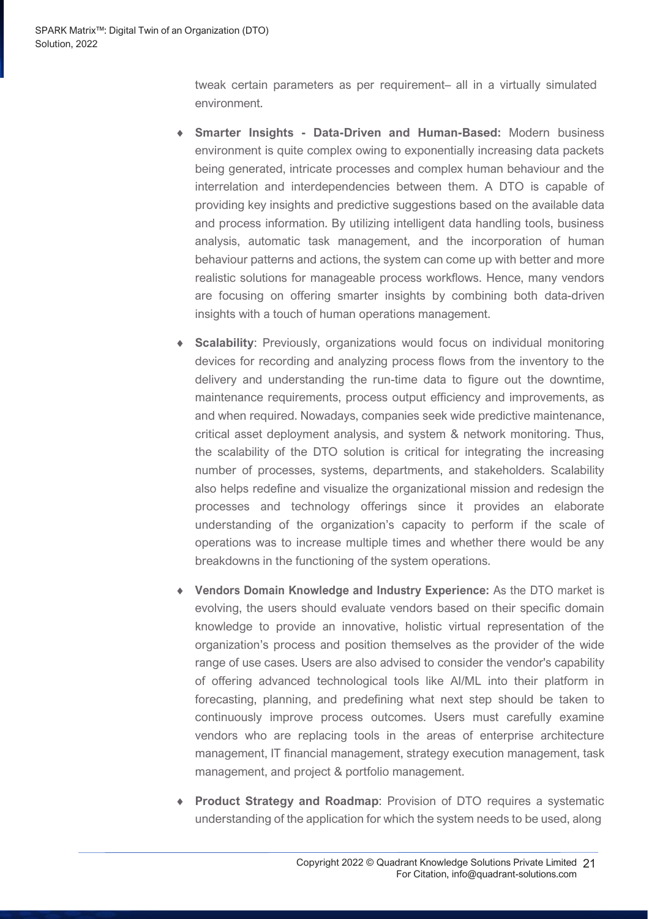tweak certain parameters as per requirement– all in a virtually simulated environment.

- **Smarter Insights - Data-Driven and Human-Based:** Modern business environment is quite complex owing to exponentially increasing data packets being generated, intricate processes and complex human behaviour and the interrelation and interdependencies between them. A DTO is capable of providing key insights and predictive suggestions based on the available data and process information. By utilizing intelligent data handling tools, business analysis, automatic task management, and the incorporation of human behaviour patterns and actions, the system can come up with better and more realistic solutions for manageable process workflows. Hence, many vendors are focusing on offering smarter insights by combining both data-driven insights with a touch of human operations management.

- **Scalability**: Previously, organizations would focus on individual monitoring devices for recording and analyzing process flows from the inventory to the delivery and understanding the run-time data to figure out the downtime, maintenance requirements, process output efficiency and improvements, as and when required. Nowadays, companies seek wide predictive maintenance, critical asset deployment analysis, and system & network monitoring. Thus, the scalability of the DTO solution is critical for integrating the increasing number of processes, systems, departments, and stakeholders. Scalability also helps redefine and visualize the organizational mission and redesign the processes and technology offerings since it provides an elaborate understanding of the organization's capacity to perform if the scale of operations was to increase multiple times and whether there would be any breakdowns in the functioning of the system operations.

- **Vendors Domain Knowledge and Industry Experience:** As the DTO market is evolving, the users should evaluate vendors based on their specific domain knowledge to provide an innovative, holistic virtual representation of the organization's process and position themselves as the provider of the wide range of use cases. Users are also advised to consider the vendor's capability of offering advanced technological tools like AI/ML into their platform in forecasting, planning, and predefining what next step should be taken to continuously improve process outcomes. Users must carefully examine vendors who are replacing tools in the areas of enterprise architecture management, IT financial management, strategy execution management, task management, and project & portfolio management.

- **Product Strategy and Roadmap**: Provision of DTO requires a systematic understanding of the application for which the system needs to be used, along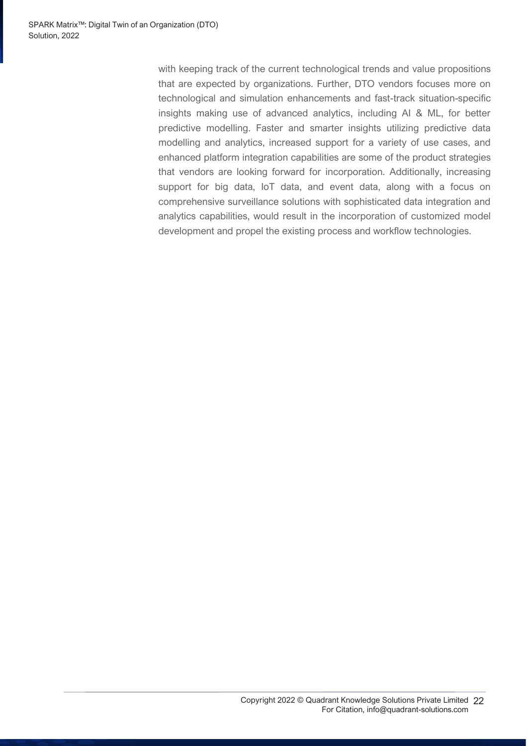with keeping track of the current technological trends and value propositions that are expected by organizations. Further, DTO vendors focuses more on technological and simulation enhancements and fast-track situation-specific insights making use of advanced analytics, including AI & ML, for better predictive modelling. Faster and smarter insights utilizing predictive data modelling and analytics, increased support for a variety of use cases, and enhanced platform integration capabilities are some of the product strategies that vendors are looking forward for incorporation. Additionally, increasing support for big data, IoT data, and event data, along with a focus on comprehensive surveillance solutions with sophisticated data integration and analytics capabilities, would result in the incorporation of customized model development and propel the existing process and workflow technologies.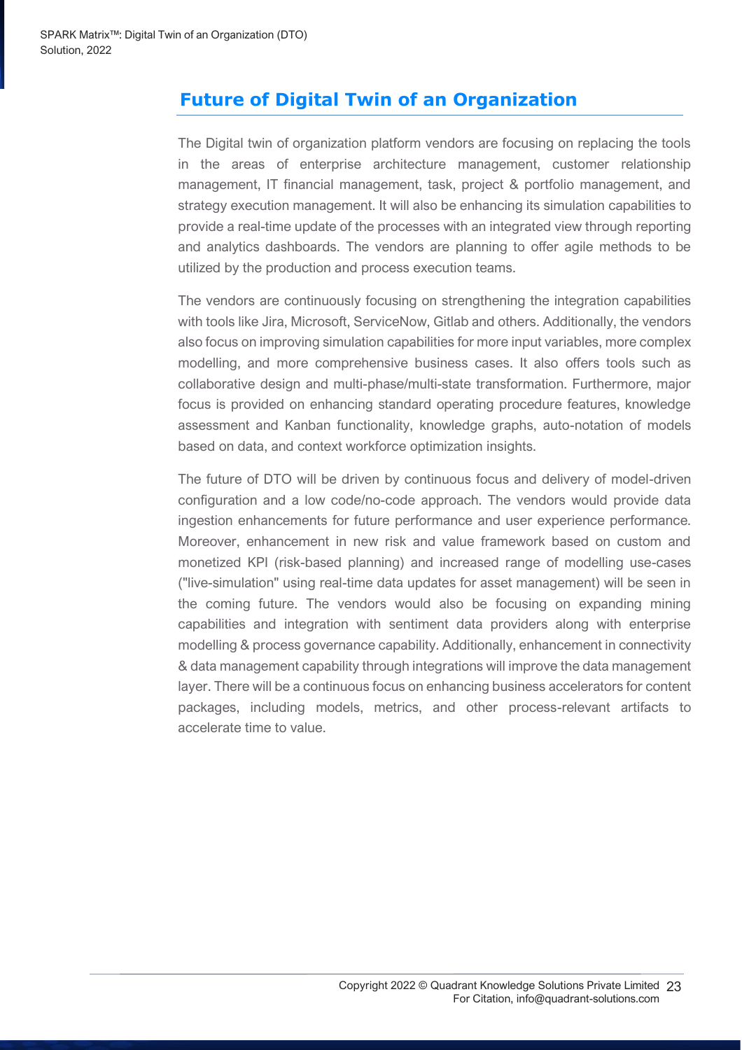## Future of Digital Twin of an Organization

The Digital twin of organization platform vendors are focusing on replacing the tools in the areas of enterprise architecture management, customer relationship management, IT financial management, task, project & portfolio management, and strategy execution management. It will also be enhancing its simulation capabilities to provide a real-time update of the processes with an integrated view through reporting and analytics dashboards. The vendors are planning to offer agile methods to be utilized by the production and process execution teams.

The vendors are continuously focusing on strengthening the integration capabilities with tools like Jira, Microsoft, ServiceNow, Gitlab and others. Additionally, the vendors also focus on improving simulation capabilities for more input variables, more complex modelling, and more comprehensive business cases. It also offers tools such as collaborative design and multi-phase/multi-state transformation. Furthermore, major focus is provided on enhancing standard operating procedure features, knowledge assessment and Kanban functionality, knowledge graphs, auto-notation of models based on data, and context workforce optimization insights.

The future of DTO will be driven by continuous focus and delivery of model-driven configuration and a low code/no-code approach. The vendors would provide data ingestion enhancements for future performance and user experience performance. Moreover, enhancement in new risk and value framework based on custom and monetized KPI (risk-based planning) and increased range of modelling use-cases ("live-simulation" using real-time data updates for asset management) will be seen in the coming future. The vendors would also be focusing on expanding mining capabilities and integration with sentiment data providers along with enterprise modelling & process governance capability. Additionally, enhancement in connectivity & data management capability through integrations will improve the data management layer. There will be a continuous focus on enhancing business accelerators for content packages, including models, metrics, and other process-relevant artifacts to accelerate time to value.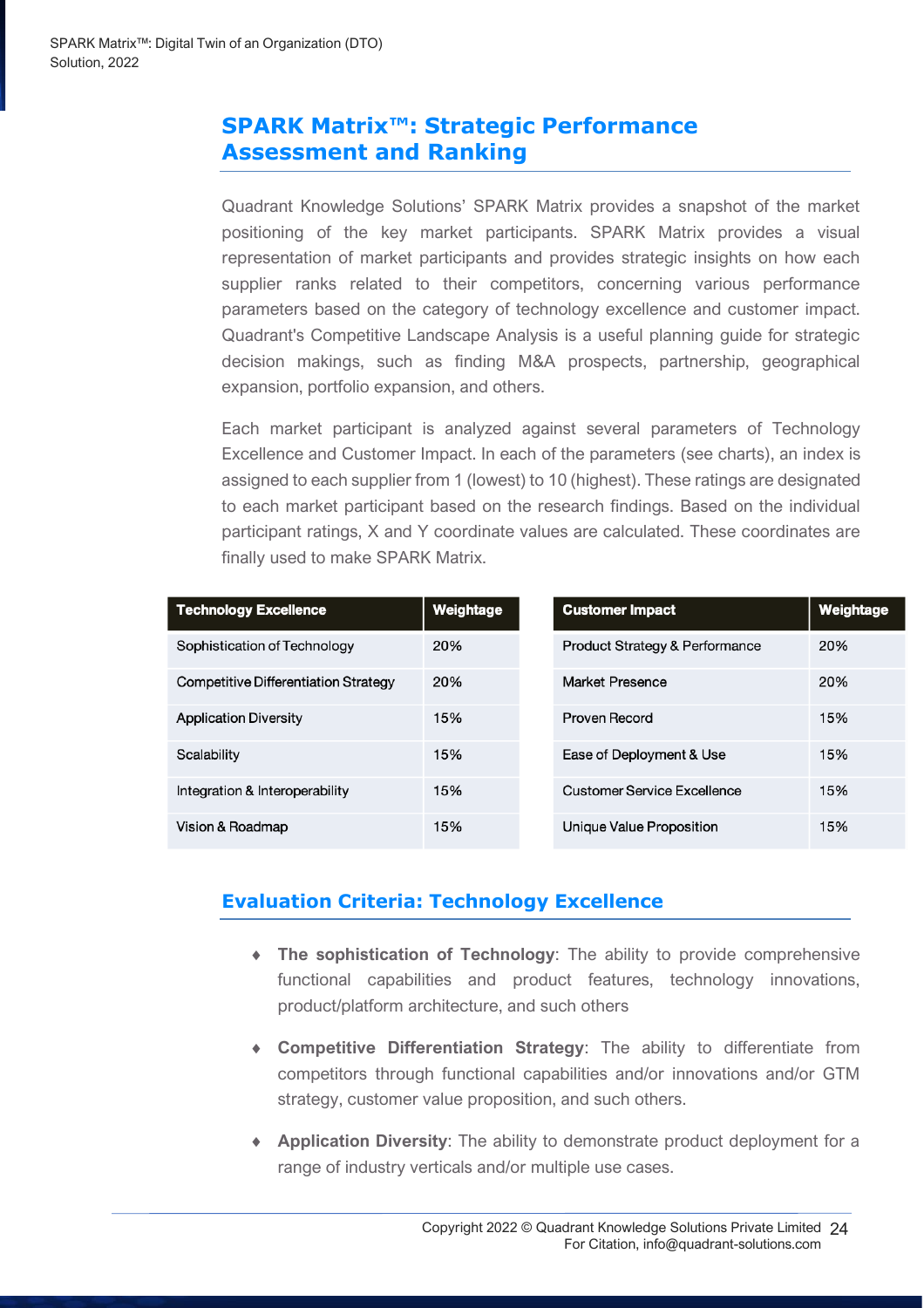## SPARK Matrix™: Strategic Performance Assessment and Ranking

Quadrant Knowledge Solutions' SPARK Matrix provides a snapshot of the market positioning of the key market participants. SPARK Matrix provides a visual representation of market participants and provides strategic insights on how each supplier ranks related to their competitors, concerning various performance parameters based on the category of technology excellence and customer impact. Quadrant's Competitive Landscape Analysis is a useful planning guide for strategic decision makings, such as finding M&A prospects, partnership, geographical expansion, portfolio expansion, and others.

Each market participant is analyzed against several parameters of Technology Excellence and Customer Impact. In each of the parameters (see charts), an index is assigned to each supplier from 1 (lowest) to 10 (highest). These ratings are designated to each market participant based on the research findings. Based on the individual participant ratings, X and Y coordinate values are calculated. These coordinates are finally used to make SPARK Matrix.

| Technology Excellence | Weightage |
|---|---|
| Sophistication of Technology | 20% |
| Competitive Differentiation Strategy | 20% |
| Application Diversity | 15% |
| Scalability | 15% |
| Integration & Interoperability | 15% |
| Vision & Roadmap | 15% |

| Customer Impact | Weightage |
|---|---|
| Product Strategy & Performance | 20% |
| Market Presence | 20% |
| Proven Record | 15% |
| Ease of Deployment & Use | 15% |
| Customer Service Excellence | 15% |
| Unique Value Proposition | 15% |

### Evaluation Criteria: Technology Excellence

- **The sophistication of Technology**: The ability to provide comprehensive functional capabilities and product features, technology innovations, product/platform architecture, and such others
- **Competitive Differentiation Strategy**: The ability to differentiate from competitors through functional capabilities and/or innovations and/or GTM strategy, customer value proposition, and such others.
- **Application Diversity**: The ability to demonstrate product deployment for a range of industry verticals and/or multiple use cases.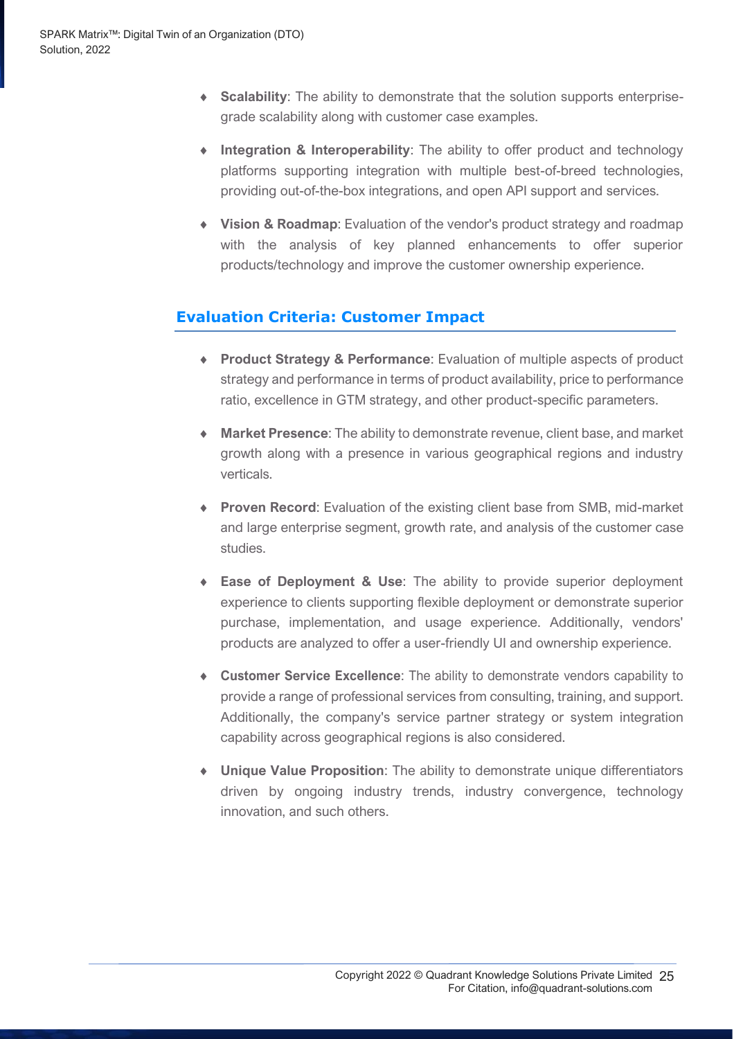- **Scalability**: The ability to demonstrate that the solution supports enterprise-grade scalability along with customer case examples.
- **Integration & Interoperability**: The ability to offer product and technology platforms supporting integration with multiple best-of-breed technologies, providing out-of-the-box integrations, and open API support and services.
- **Vision & Roadmap**: Evaluation of the vendor's product strategy and roadmap with the analysis of key planned enhancements to offer superior products/technology and improve the customer ownership experience.

## Evaluation Criteria: Customer Impact

- **Product Strategy & Performance**: Evaluation of multiple aspects of product strategy and performance in terms of product availability, price to performance ratio, excellence in GTM strategy, and other product-specific parameters.
- **Market Presence**: The ability to demonstrate revenue, client base, and market growth along with a presence in various geographical regions and industry verticals.
- **Proven Record**: Evaluation of the existing client base from SMB, mid-market and large enterprise segment, growth rate, and analysis of the customer case studies.
- **Ease of Deployment & Use**: The ability to provide superior deployment experience to clients supporting flexible deployment or demonstrate superior purchase, implementation, and usage experience. Additionally, vendors' products are analyzed to offer a user-friendly UI and ownership experience.
- **Customer Service Excellence**: The ability to demonstrate vendors capability to provide a range of professional services from consulting, training, and support. Additionally, the company's service partner strategy or system integration capability across geographical regions is also considered.
- **Unique Value Proposition**: The ability to demonstrate unique differentiators driven by ongoing industry trends, industry convergence, technology innovation, and such others.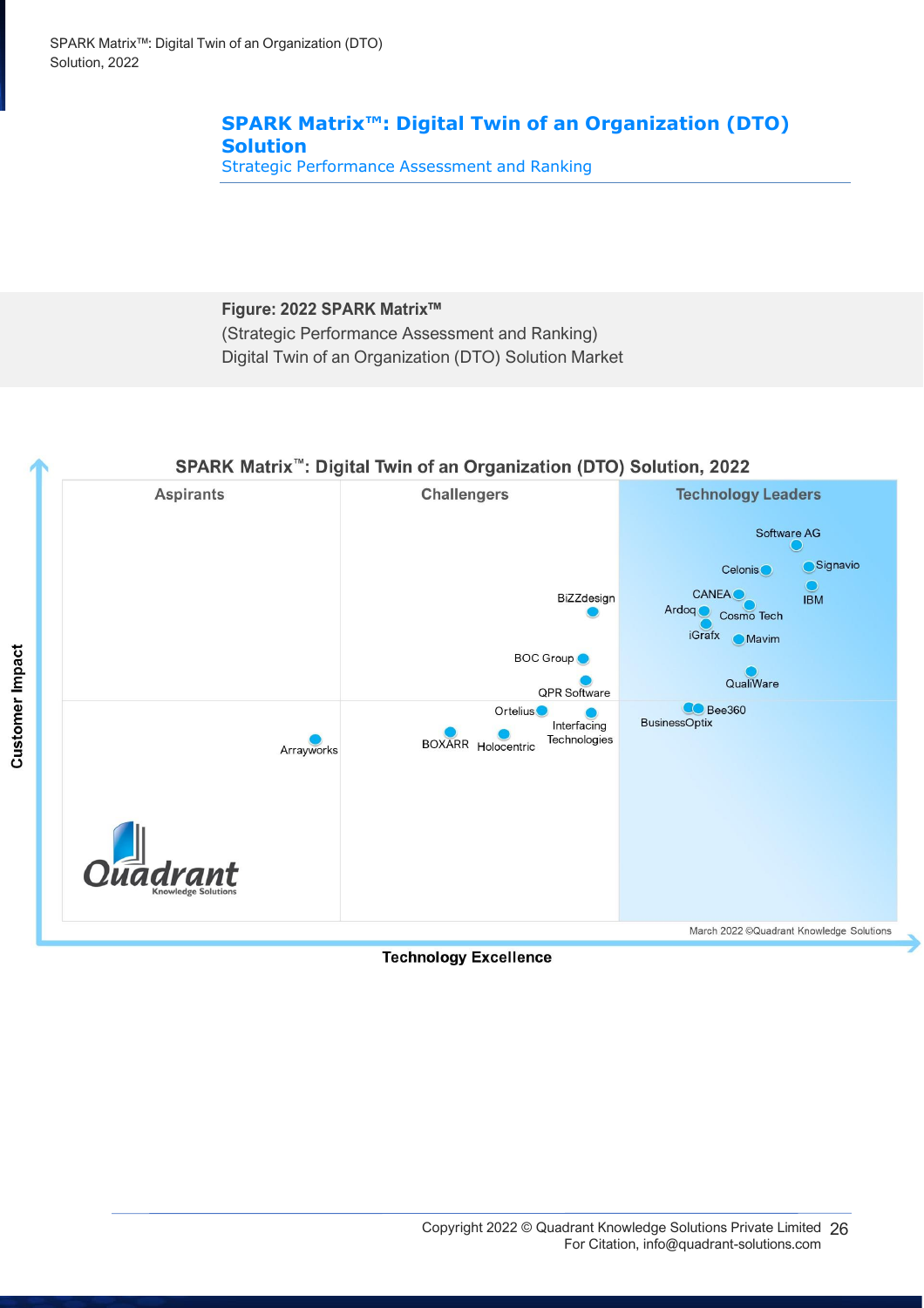## SPARK Matrix™: Digital Twin of an Organization (DTO) Solution

Strategic Performance Assessment and Ranking

**Figure: 2022 SPARK Matrix™**

(Strategic Performance Assessment and Ranking)

Digital Twin of an Organization (DTO) Solution Market

SPARK Matrix™: Digital Twin of an Organization (DTO) Solution, 2022

Aspirants | Challengers | Technology Leaders

Software AG, Signavio, Celonis, IBM, CANEA, Ardoq, Cosmo Tech, iGrafx, Mavim, QualiWare, Bee360, BusinessOptix, BiZZdesign, BOC Group, QPR Software, Ortelius, Interfacing Technologies, BOXARR, Holocentric, Arrayworks

Customer Impact

Technology Excellence

March 2022 ©Quadrant Knowledge Solutions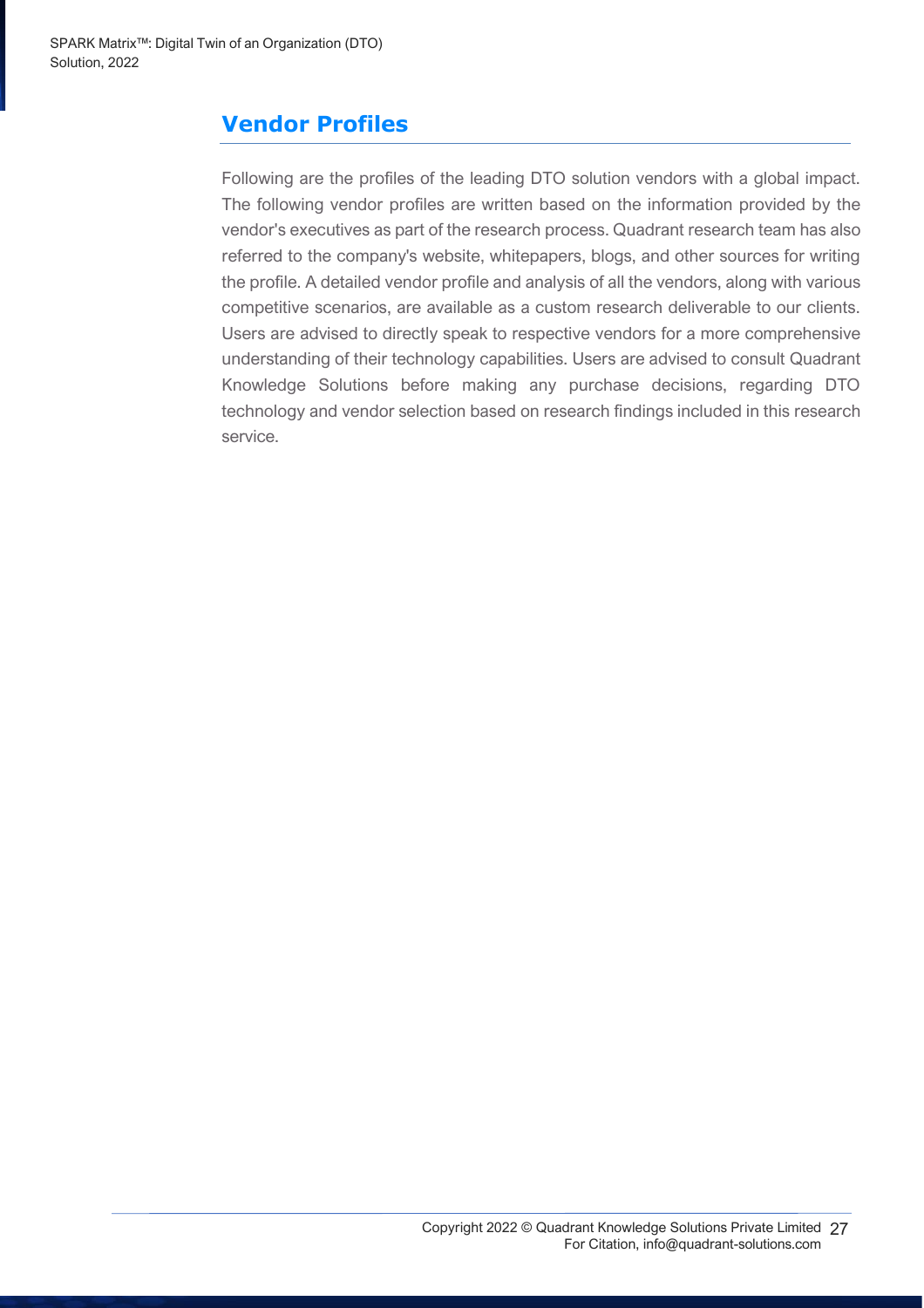## Vendor Profiles

Following are the profiles of the leading DTO solution vendors with a global impact. The following vendor profiles are written based on the information provided by the vendor's executives as part of the research process. Quadrant research team has also referred to the company's website, whitepapers, blogs, and other sources for writing the profile. A detailed vendor profile and analysis of all the vendors, along with various competitive scenarios, are available as a custom research deliverable to our clients. Users are advised to directly speak to respective vendors for a more comprehensive understanding of their technology capabilities. Users are advised to consult Quadrant Knowledge Solutions before making any purchase decisions, regarding DTO technology and vendor selection based on research findings included in this research service.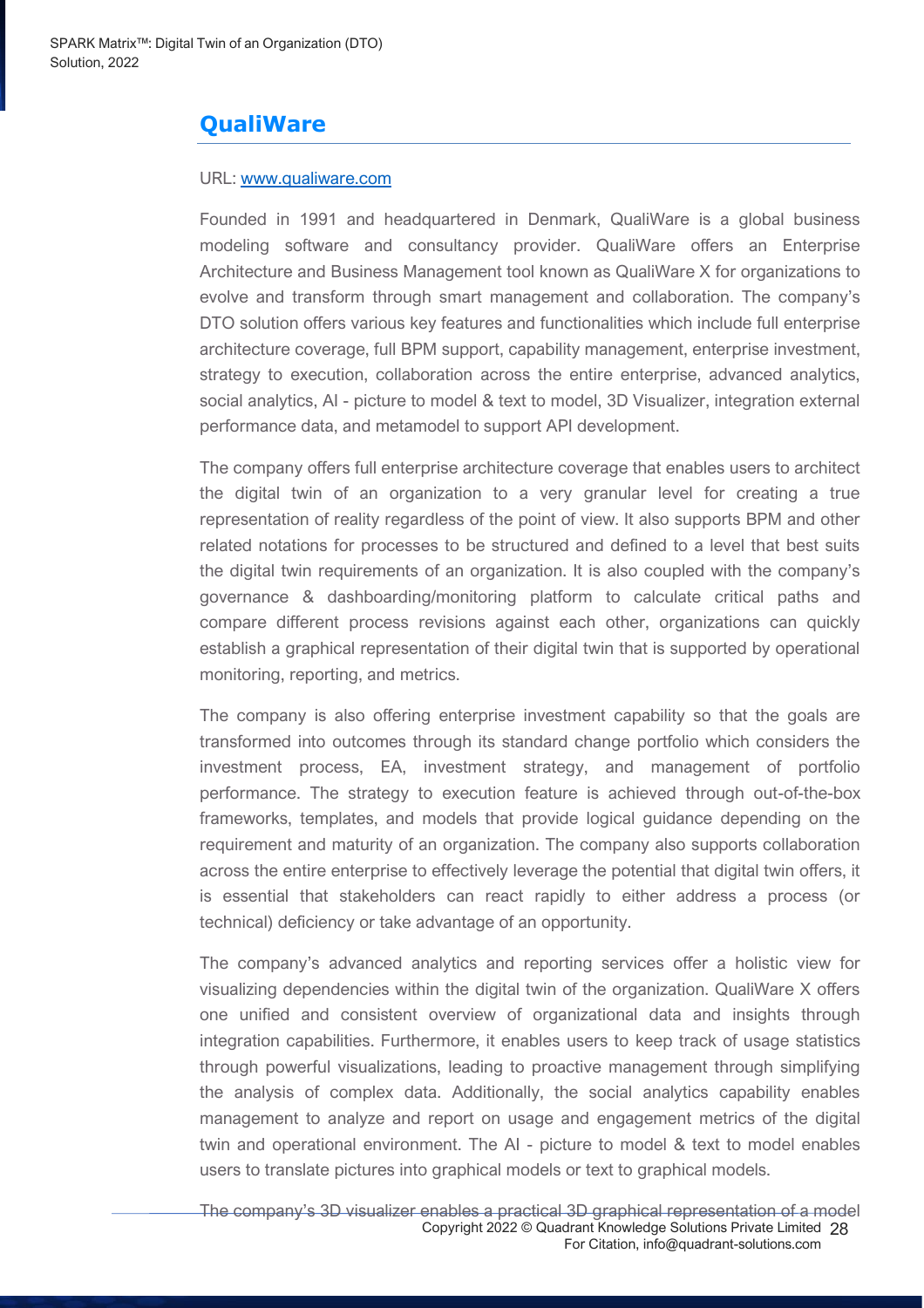## QualiWare

URL: [www.qualiware.com](www.qualiware.com)

Founded in 1991 and headquartered in Denmark, QualiWare is a global business modeling software and consultancy provider. QualiWare offers an Enterprise Architecture and Business Management tool known as QualiWare X for organizations to evolve and transform through smart management and collaboration. The company's DTO solution offers various key features and functionalities which include full enterprise architecture coverage, full BPM support, capability management, enterprise investment, strategy to execution, collaboration across the entire enterprise, advanced analytics, social analytics, AI - picture to model & text to model, 3D Visualizer, integration external performance data, and metamodel to support API development.

The company offers full enterprise architecture coverage that enables users to architect the digital twin of an organization to a very granular level for creating a true representation of reality regardless of the point of view. It also supports BPM and other related notations for processes to be structured and defined to a level that best suits the digital twin requirements of an organization. It is also coupled with the company's governance & dashboarding/monitoring platform to calculate critical paths and compare different process revisions against each other, organizations can quickly establish a graphical representation of their digital twin that is supported by operational monitoring, reporting, and metrics.

The company is also offering enterprise investment capability so that the goals are transformed into outcomes through its standard change portfolio which considers the investment process, EA, investment strategy, and management of portfolio performance. The strategy to execution feature is achieved through out-of-the-box frameworks, templates, and models that provide logical guidance depending on the requirement and maturity of an organization. The company also supports collaboration across the entire enterprise to effectively leverage the potential that digital twin offers, it is essential that stakeholders can react rapidly to either address a process (or technical) deficiency or take advantage of an opportunity.

The company's advanced analytics and reporting services offer a holistic view for visualizing dependencies within the digital twin of the organization. QualiWare X offers one unified and consistent overview of organizational data and insights through integration capabilities. Furthermore, it enables users to keep track of usage statistics through powerful visualizations, leading to proactive management through simplifying the analysis of complex data. Additionally, the social analytics capability enables management to analyze and report on usage and engagement metrics of the digital twin and operational environment. The AI - picture to model & text to model enables users to translate pictures into graphical models or text to graphical models.

The company's 3D visualizer enables a practical 3D graphical representation of a model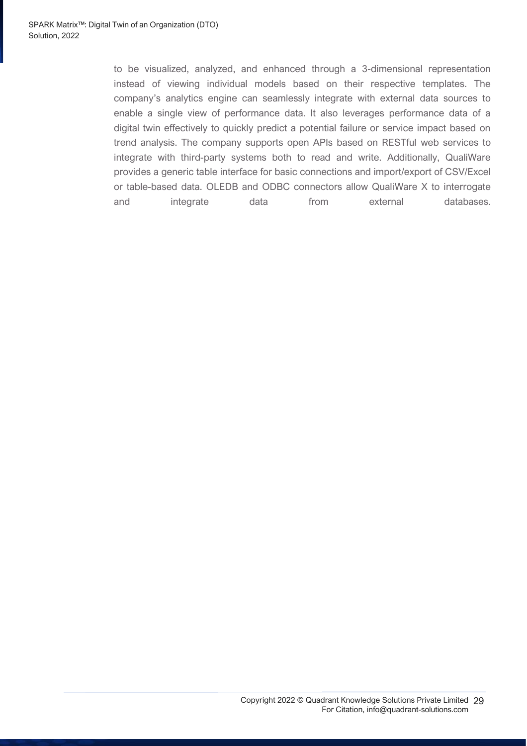to be visualized, analyzed, and enhanced through a 3-dimensional representation instead of viewing individual models based on their respective templates. The company's analytics engine can seamlessly integrate with external data sources to enable a single view of performance data. It also leverages performance data of a digital twin effectively to quickly predict a potential failure or service impact based on trend analysis. The company supports open APIs based on RESTful web services to integrate with third-party systems both to read and write. Additionally, QualiWare provides a generic table interface for basic connections and import/export of CSV/Excel or table-based data. OLEDB and ODBC connectors allow QualiWare X to interrogate and integrate data from external databases.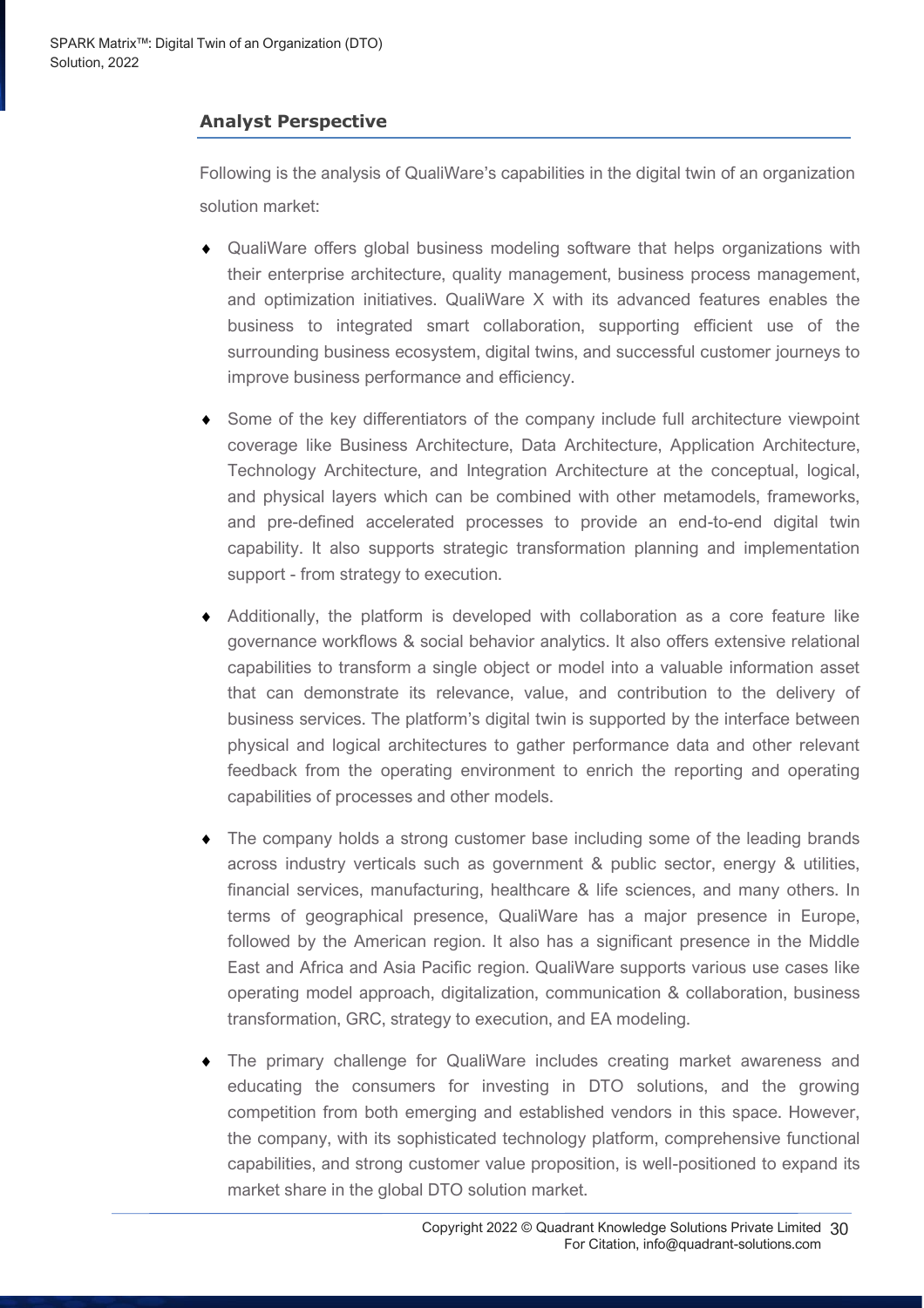## Analyst Perspective

Following is the analysis of QualiWare's capabilities in the digital twin of an organization solution market:

- QualiWare offers global business modeling software that helps organizations with their enterprise architecture, quality management, business process management, and optimization initiatives. QualiWare X with its advanced features enables the business to integrated smart collaboration, supporting efficient use of the surrounding business ecosystem, digital twins, and successful customer journeys to improve business performance and efficiency.
- Some of the key differentiators of the company include full architecture viewpoint coverage like Business Architecture, Data Architecture, Application Architecture, Technology Architecture, and Integration Architecture at the conceptual, logical, and physical layers which can be combined with other metamodels, frameworks, and pre-defined accelerated processes to provide an end-to-end digital twin capability. It also supports strategic transformation planning and implementation support - from strategy to execution.
- Additionally, the platform is developed with collaboration as a core feature like governance workflows & social behavior analytics. It also offers extensive relational capabilities to transform a single object or model into a valuable information asset that can demonstrate its relevance, value, and contribution to the delivery of business services. The platform's digital twin is supported by the interface between physical and logical architectures to gather performance data and other relevant feedback from the operating environment to enrich the reporting and operating capabilities of processes and other models.
- The company holds a strong customer base including some of the leading brands across industry verticals such as government & public sector, energy & utilities, financial services, manufacturing, healthcare & life sciences, and many others. In terms of geographical presence, QualiWare has a major presence in Europe, followed by the American region. It also has a significant presence in the Middle East and Africa and Asia Pacific region. QualiWare supports various use cases like operating model approach, digitalization, communication & collaboration, business transformation, GRC, strategy to execution, and EA modeling.
- The primary challenge for QualiWare includes creating market awareness and educating the consumers for investing in DTO solutions, and the growing competition from both emerging and established vendors in this space. However, the company, with its sophisticated technology platform, comprehensive functional capabilities, and strong customer value proposition, is well-positioned to expand its market share in the global DTO solution market.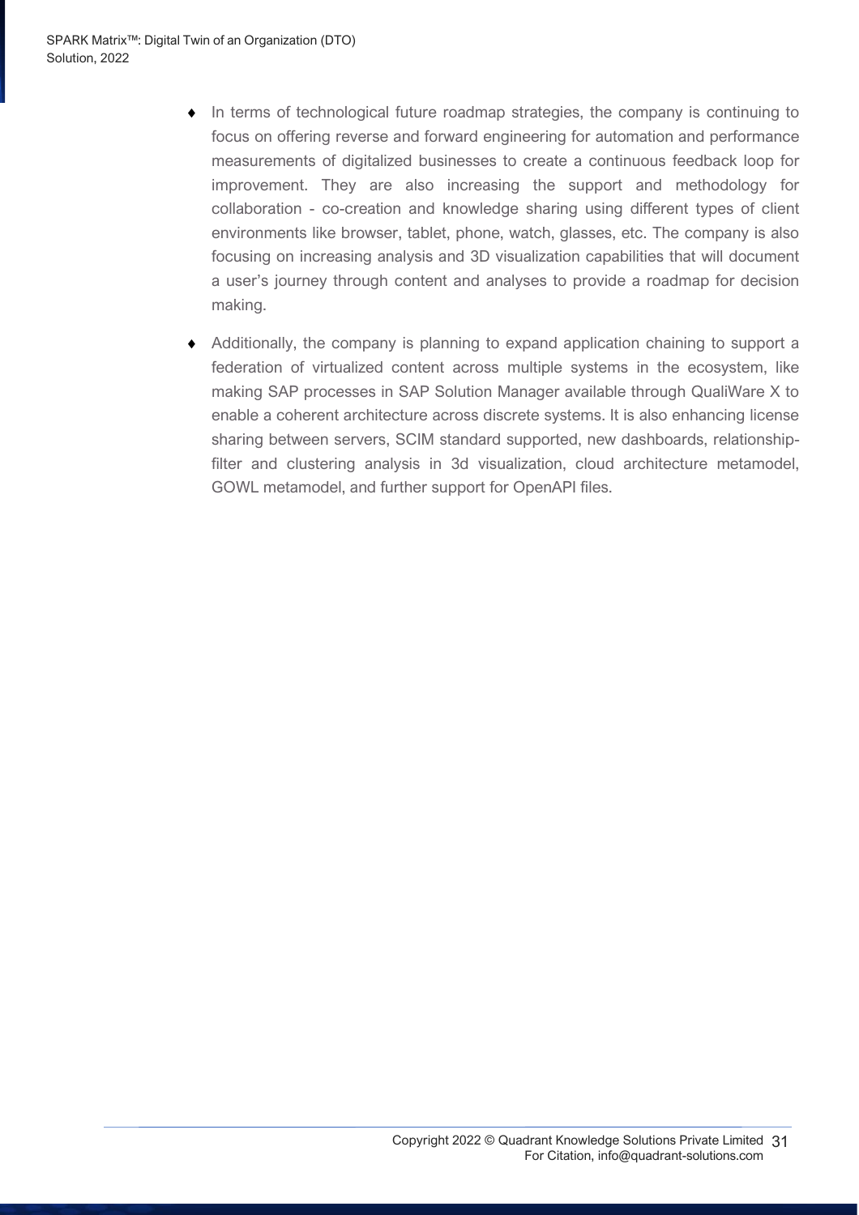- In terms of technological future roadmap strategies, the company is continuing to focus on offering reverse and forward engineering for automation and performance measurements of digitalized businesses to create a continuous feedback loop for improvement. They are also increasing the support and methodology for collaboration - co-creation and knowledge sharing using different types of client environments like browser, tablet, phone, watch, glasses, etc. The company is also focusing on increasing analysis and 3D visualization capabilities that will document a user's journey through content and analyses to provide a roadmap for decision making.

- Additionally, the company is planning to expand application chaining to support a federation of virtualized content across multiple systems in the ecosystem, like making SAP processes in SAP Solution Manager available through QualiWare X to enable a coherent architecture across discrete systems. It is also enhancing license sharing between servers, SCIM standard supported, new dashboards, relationship-filter and clustering analysis in 3d visualization, cloud architecture metamodel, GOWL metamodel, and further support for OpenAPI files.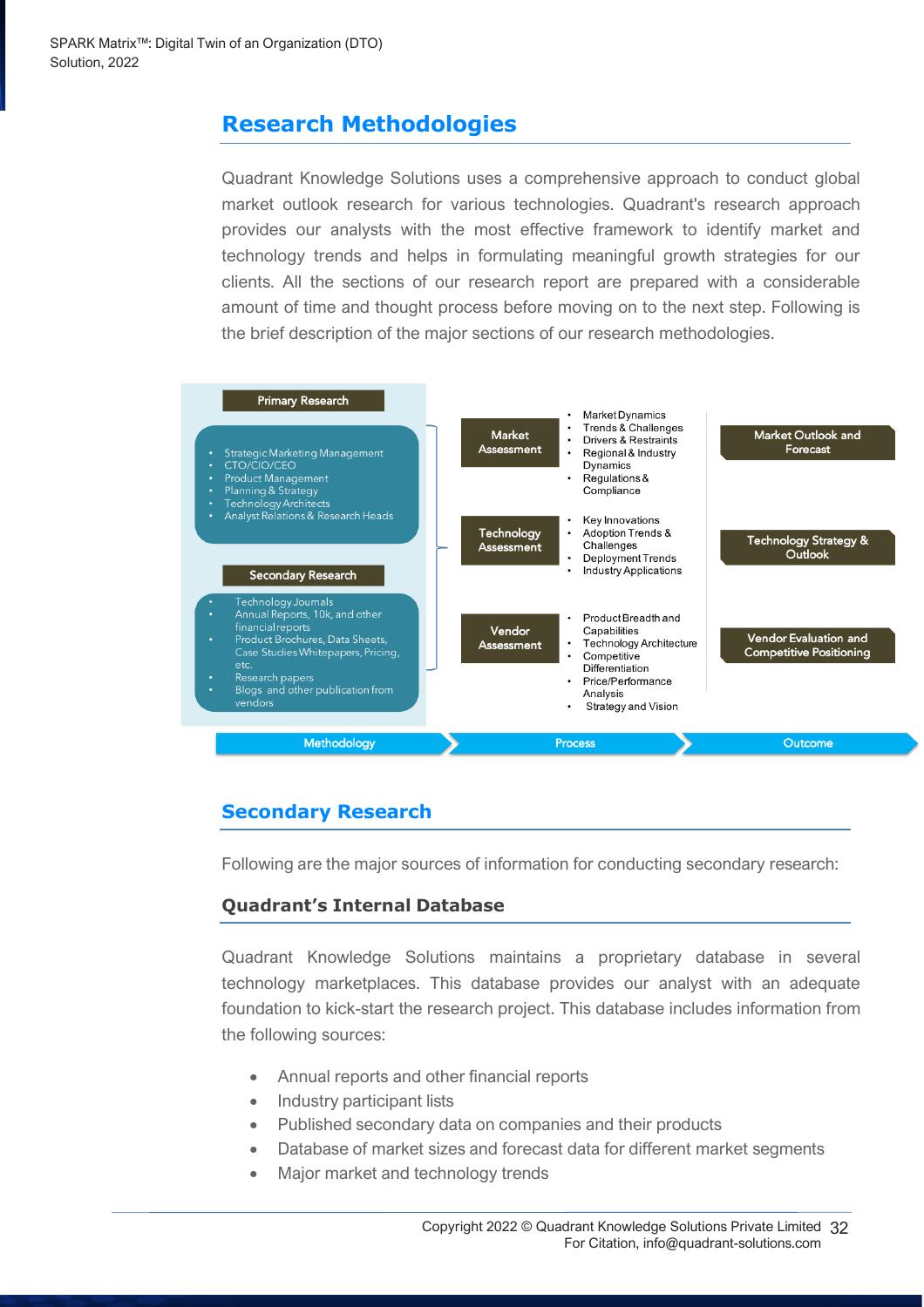## Research Methodologies

Quadrant Knowledge Solutions uses a comprehensive approach to conduct global market outlook research for various technologies. Quadrant's research approach provides our analysts with the most effective framework to identify market and technology trends and helps in formulating meaningful growth strategies for our clients. All the sections of our research report are prepared with a considerable amount of time and thought process before moving on to the next step. Following is the brief description of the major sections of our research methodologies.

**Methodology**

Primary Research

- Strategic Marketing Management
- CTO/CIO/CEO
- Product Management
- Planning & Strategy
- Technology Architects
- Analyst Relations & Research Heads

Secondary Research

- Technology Journals
- Annual Reports, 10k, and other financial reports
- Product Brochures, Data Sheets, Case Studies Whitepapers, Pricing, etc.
- Research papers
- Blogs and other publication from vendors

**Process**

Market Assessment

- Market Dynamics
- Trends & Challenges
- Drivers & Restraints
- Regional & Industry Dynamics
- Regulations & Compliance

Technology Assessment

- Key Innovations
- Adoption Trends & Challenges
- Deployment Trends
- Industry Applications

Vendor Assessment

- Product Breadth and Capabilities
- Technology Architecture
- Competitive Differentiation
- Price/Performance Analysis
- Strategy and Vision

**Outcome**

- Market Outlook and Forecast
- Technology Strategy & Outlook
- Vendor Evaluation and Competitive Positioning

## Secondary Research

Following are the major sources of information for conducting secondary research:

### Quadrant's Internal Database

Quadrant Knowledge Solutions maintains a proprietary database in several technology marketplaces. This database provides our analyst with an adequate foundation to kick-start the research project. This database includes information from the following sources:

- Annual reports and other financial reports
- Industry participant lists
- Published secondary data on companies and their products
- Database of market sizes and forecast data for different market segments
- Major market and technology trends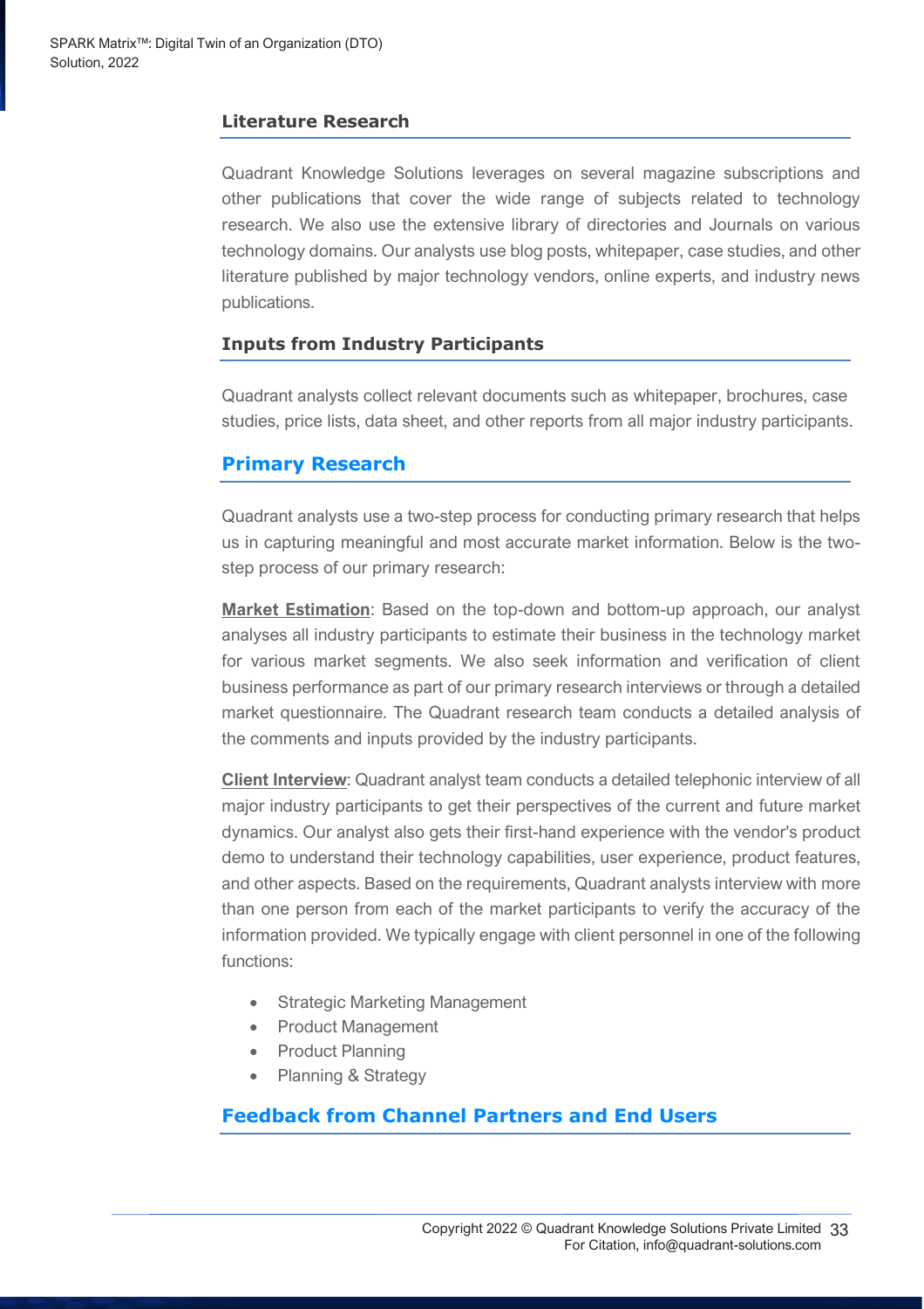### Literature Research

Quadrant Knowledge Solutions leverages on several magazine subscriptions and other publications that cover the wide range of subjects related to technology research. We also use the extensive library of directories and Journals on various technology domains. Our analysts use blog posts, whitepaper, case studies, and other literature published by major technology vendors, online experts, and industry news publications.

### Inputs from Industry Participants

Quadrant analysts collect relevant documents such as whitepaper, brochures, case studies, price lists, data sheet, and other reports from all major industry participants.

## Primary Research

Quadrant analysts use a two-step process for conducting primary research that helps us in capturing meaningful and most accurate market information. Below is the two-step process of our primary research:

**Market Estimation**: Based on the top-down and bottom-up approach, our analyst analyses all industry participants to estimate their business in the technology market for various market segments. We also seek information and verification of client business performance as part of our primary research interviews or through a detailed market questionnaire. The Quadrant research team conducts a detailed analysis of the comments and inputs provided by the industry participants.

**Client Interview**: Quadrant analyst team conducts a detailed telephonic interview of all major industry participants to get their perspectives of the current and future market dynamics. Our analyst also gets their first-hand experience with the vendor's product demo to understand their technology capabilities, user experience, product features, and other aspects. Based on the requirements, Quadrant analysts interview with more than one person from each of the market participants to verify the accuracy of the information provided. We typically engage with client personnel in one of the following functions:

- Strategic Marketing Management
- Product Management
- Product Planning
- Planning & Strategy

## Feedback from Channel Partners and End Users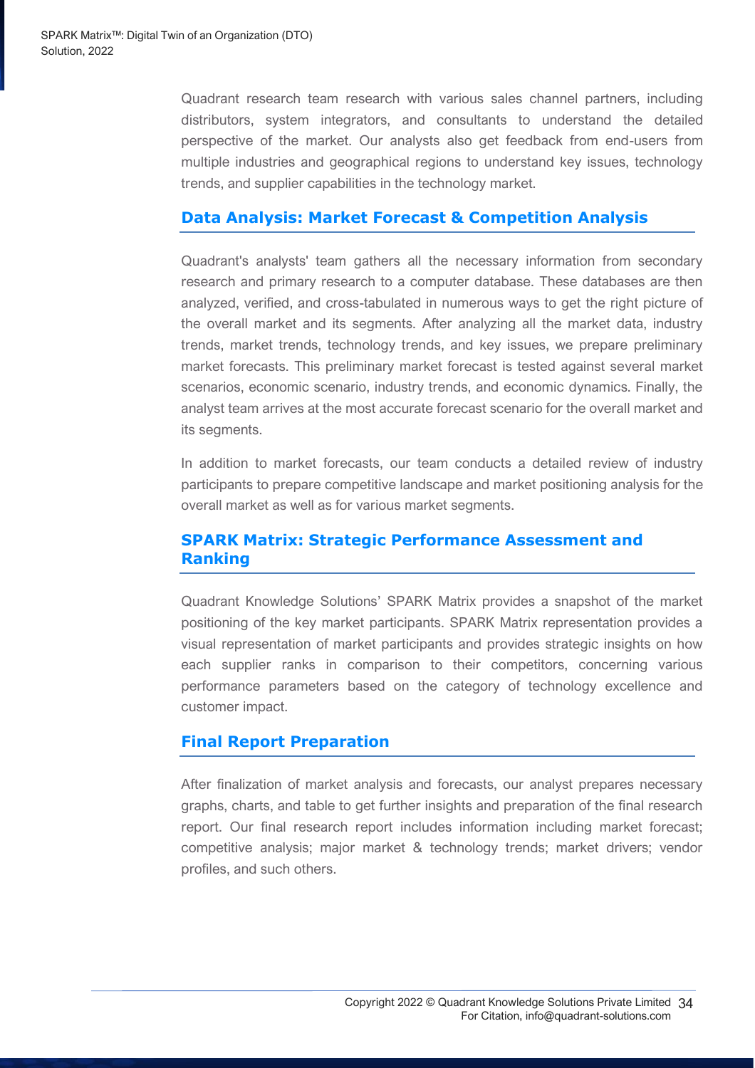Quadrant research team research with various sales channel partners, including distributors, system integrators, and consultants to understand the detailed perspective of the market. Our analysts also get feedback from end-users from multiple industries and geographical regions to understand key issues, technology trends, and supplier capabilities in the technology market.

## Data Analysis: Market Forecast & Competition Analysis

Quadrant's analysts' team gathers all the necessary information from secondary research and primary research to a computer database. These databases are then analyzed, verified, and cross-tabulated in numerous ways to get the right picture of the overall market and its segments. After analyzing all the market data, industry trends, market trends, technology trends, and key issues, we prepare preliminary market forecasts. This preliminary market forecast is tested against several market scenarios, economic scenario, industry trends, and economic dynamics. Finally, the analyst team arrives at the most accurate forecast scenario for the overall market and its segments.

In addition to market forecasts, our team conducts a detailed review of industry participants to prepare competitive landscape and market positioning analysis for the overall market as well as for various market segments.

## SPARK Matrix: Strategic Performance Assessment and Ranking

Quadrant Knowledge Solutions' SPARK Matrix provides a snapshot of the market positioning of the key market participants. SPARK Matrix representation provides a visual representation of market participants and provides strategic insights on how each supplier ranks in comparison to their competitors, concerning various performance parameters based on the category of technology excellence and customer impact.

## Final Report Preparation

After finalization of market analysis and forecasts, our analyst prepares necessary graphs, charts, and table to get further insights and preparation of the final research report. Our final research report includes information including market forecast; competitive analysis; major market & technology trends; market drivers; vendor profiles, and such others.